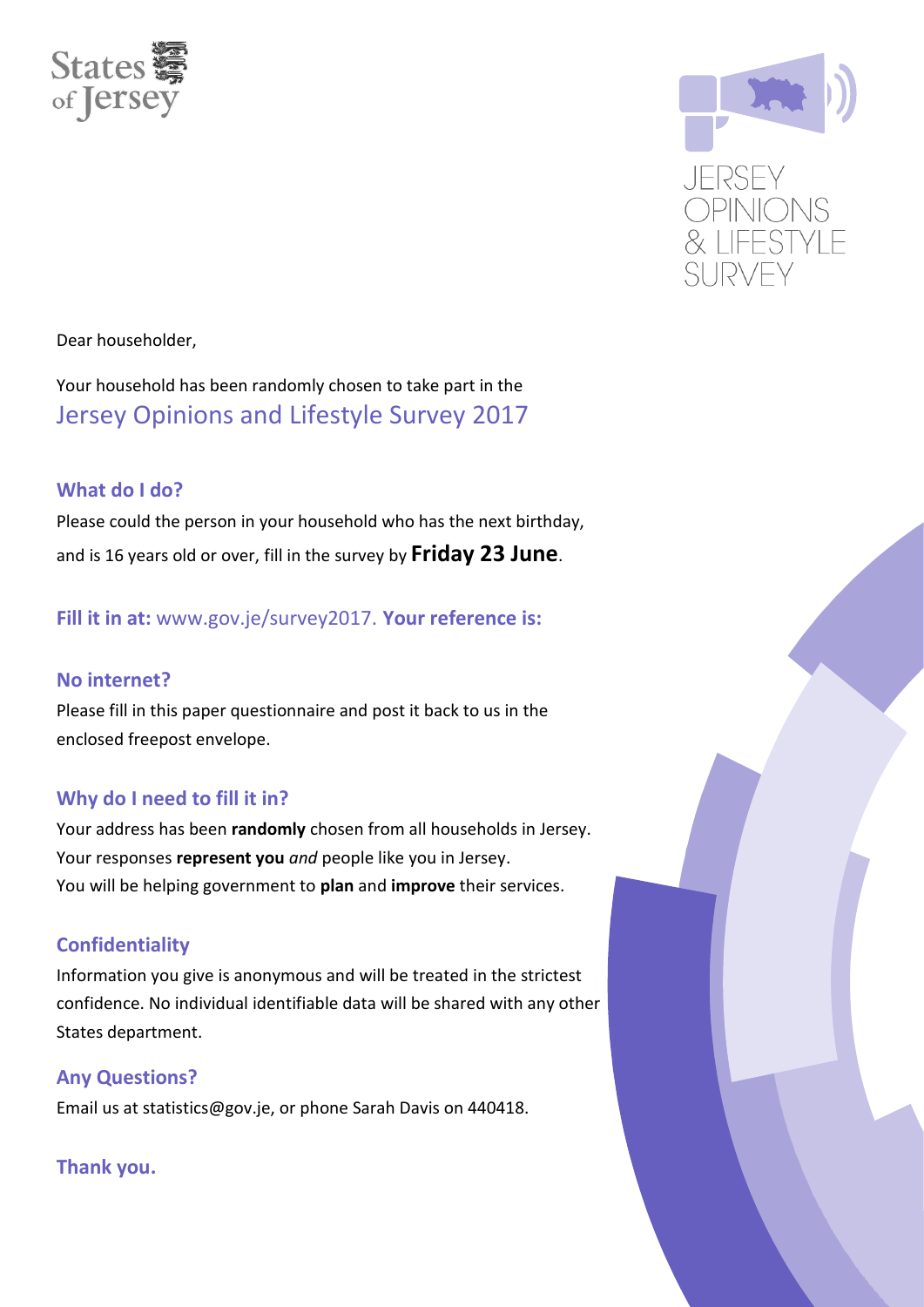States of Jersey

JERSEY OPINIONS & LIFESTYLE SURVEY

Dear householder,

Your household has been randomly chosen to take part in the

## Jersey Opinions and Lifestyle Survey 2017

### What do I do?

Please could the person in your household who has the next birthday, and is 16 years old or over, fill in the survey by **Friday 23 June**.

**Fill it in at:** www.gov.je/survey2017. **Your reference is:**

### No internet?

Please fill in this paper questionnaire and post it back to us in the enclosed freepost envelope.

### Why do I need to fill it in?

Your address has been **randomly** chosen from all households in Jersey.
Your responses **represent you** *and* people like you in Jersey.
You will be helping government to **plan** and **improve** their services.

### Confidentiality

Information you give is anonymous and will be treated in the strictest confidence. No individual identifiable data will be shared with any other States department.

### Any Questions?

Email us at statistics@gov.je, or phone Sarah Davis on 440418.

**Thank you.**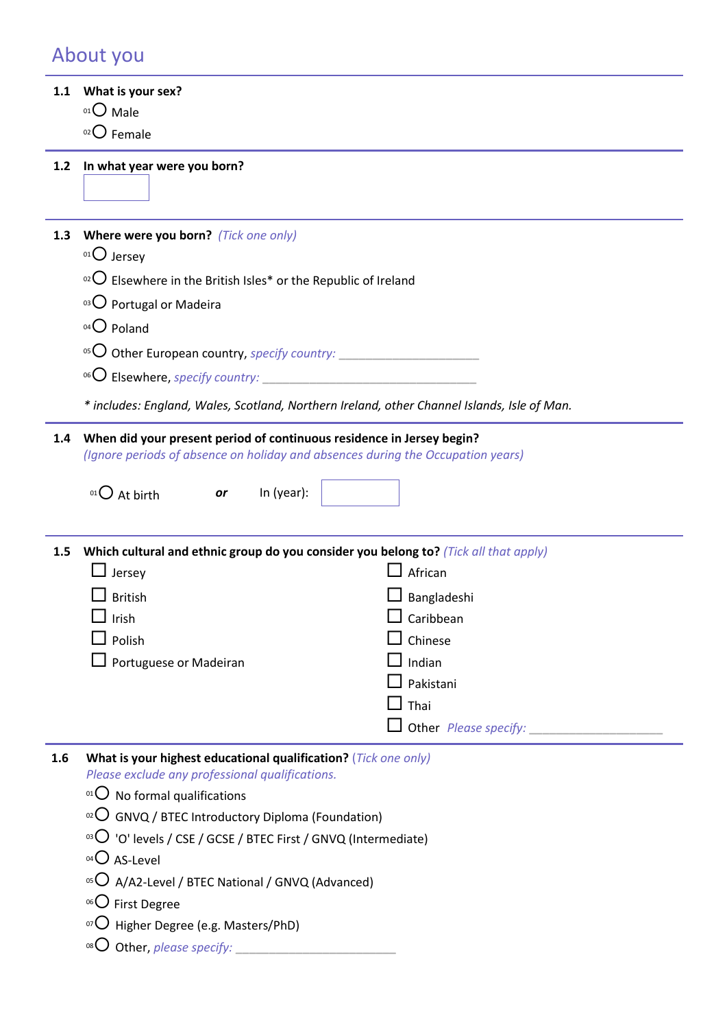## About you

**1.1 What is your sex?**

- 01 ○ Male
- 02 ○ Female

**1.2 In what year were you born?**

[ ]

**1.3 Where were you born?** *(Tick one only)*

- 01 ○ Jersey
- 02 ○ Elsewhere in the British Isles* or the Republic of Ireland
- 03 ○ Portugal or Madeira
- 04 ○ Poland
- 05 ○ Other European country, *specify country:* ____________________
- 06 ○ Elsewhere, *specify country:* ______________________________

*\* includes: England, Wales, Scotland, Northern Ireland, other Channel Islands, Isle of Man.*

**1.4 When did your present period of continuous residence in Jersey begin?**

*(Ignore periods of absence on holiday and absences during the Occupation years)*

01 ○ At birth ***or*** In (year): [ ]

**1.5 Which cultural and ethnic group do you consider you belong to?** *(Tick all that apply)*

- ☐ Jersey
- ☐ British
- ☐ Irish
- ☐ Polish
- ☐ Portuguese or Madeiran
- ☐ African
- ☐ Bangladeshi
- ☐ Caribbean
- ☐ Chinese
- ☐ Indian
- ☐ Pakistani
- ☐ Thai
- ☐ Other *Please specify:* ____________________

**1.6 What is your highest educational qualification?** *(Tick one only)*

*Please exclude any professional qualifications.*

- 01 ○ No formal qualifications
- 02 ○ GNVQ / BTEC Introductory Diploma (Foundation)
- 03 ○ 'O' levels / CSE / GCSE / BTEC First / GNVQ (Intermediate)
- 04 ○ AS-Level
- 05 ○ A/A2-Level / BTEC National / GNVQ (Advanced)
- 06 ○ First Degree
- 07 ○ Higher Degree (e.g. Masters/PhD)
- 08 ○ Other, *please specify:* ________________________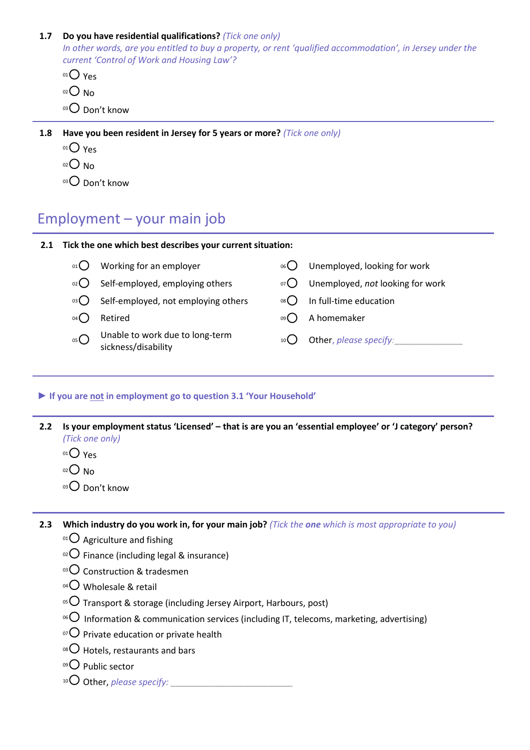**1.7 Do you have residential qualifications?** *(Tick one only)*
*In other words, are you entitled to buy a property, or rent 'qualified accommodation', in Jersey under the current 'Control of Work and Housing Law'?*

- 01 ○ Yes
- 02 ○ No
- 03 ○ Don't know

**1.8 Have you been resident in Jersey for 5 years or more?** *(Tick one only)*

- 01 ○ Yes
- 02 ○ No
- 03 ○ Don't know

# Employment – your main job

**2.1 Tick the one which best describes your current situation:**

- 01 ○ Working for an employer
- 02 ○ Self-employed, employing others
- 03 ○ Self-employed, not employing others
- 04 ○ Retired
- 05 ○ Unable to work due to long-term sickness/disability
- 06 ○ Unemployed, looking for work
- 07 ○ Unemployed, *not* looking for work
- 08 ○ In full-time education
- 09 ○ A homemaker
- 10 ○ Other, *please specify:* ______________

**► If you are not in employment go to question 3.1 'Your Household'**

**2.2 Is your employment status 'Licensed' – that is are you an 'essential employee' or 'J category' person?** *(Tick one only)*

- 01 ○ Yes
- 02 ○ No
- 03 ○ Don't know

**2.3 Which industry do you work in, for your main job?** *(Tick the **one** which is most appropriate to you)*

- 01 ○ Agriculture and fishing
- 02 ○ Finance (including legal & insurance)
- 03 ○ Construction & tradesmen
- 04 ○ Wholesale & retail
- 05 ○ Transport & storage (including Jersey Airport, Harbours, post)
- 06 ○ Information & communication services (including IT, telecoms, marketing, advertising)
- 07 ○ Private education or private health
- 08 ○ Hotels, restaurants and bars
- 09 ○ Public sector
- 10 ○ Other, *please specify:* ________________________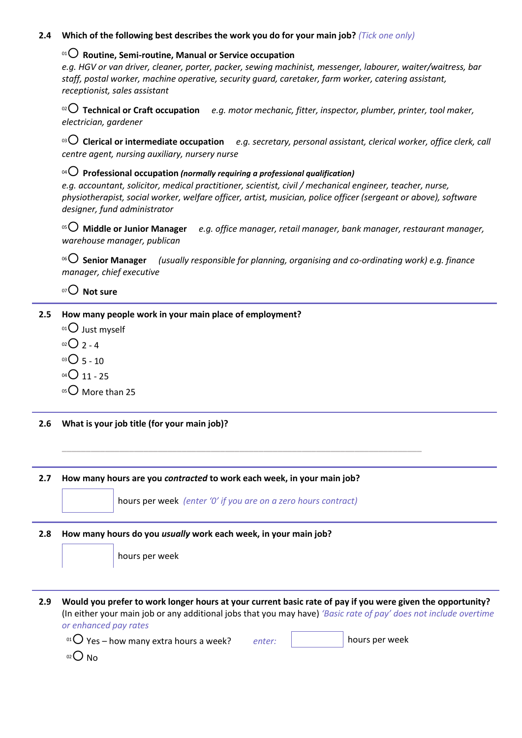**2.4 Which of the following best describes the work you do for your main job?** *(Tick one only)*

- 01 ◯ **Routine, Semi-routine, Manual or Service occupation**
  *e.g. HGV or van driver, cleaner, porter, packer, sewing machinist, messenger, labourer, waiter/waitress, bar staff, postal worker, machine operative, security guard, caretaker, farm worker, catering assistant, receptionist, sales assistant*

- 02 ◯ **Technical or Craft occupation** *e.g. motor mechanic, fitter, inspector, plumber, printer, tool maker, electrician, gardener*

- 03 ◯ **Clerical or intermediate occupation** *e.g. secretary, personal assistant, clerical worker, office clerk, call centre agent, nursing auxiliary, nursery nurse*

- 04 ◯ **Professional occupation** ***(normally requiring a professional qualification)***
  *e.g. accountant, solicitor, medical practitioner, scientist, civil / mechanical engineer, teacher, nurse, physiotherapist, social worker, welfare officer, artist, musician, police officer (sergeant or above), software designer, fund administrator*

- 05 ◯ **Middle or Junior Manager** *e.g. office manager, retail manager, bank manager, restaurant manager, warehouse manager, publican*

- 06 ◯ **Senior Manager** *(usually responsible for planning, organising and co-ordinating work) e.g. finance manager, chief executive*

- 07 ◯ **Not sure**

---

**2.5 How many people work in your main place of employment?**

- 01 ◯ Just myself
- 02 ◯ 2 - 4
- 03 ◯ 5 - 10
- 04 ◯ 11 - 25
- 05 ◯ More than 25

---

**2.6 What is your job title (for your main job)?**

\_\_\_\_\_\_\_\_\_\_\_\_\_\_\_\_\_\_\_\_\_\_\_\_\_\_\_\_\_\_\_\_\_\_\_\_\_\_\_\_\_\_\_\_\_\_\_\_\_\_\_\_\_\_\_\_\_\_\_\_\_\_\_\_

---

**2.7 How many hours are you *contracted* to work each week, in your main job?**

[ ] hours per week *(enter '0' if you are on a zero hours contract)*

---

**2.8 How many hours do you *usually* work each week, in your main job?**

[ ] hours per week

---

**2.9 Would you prefer to work longer hours at your current basic rate of pay if you were given the opportunity?**
(In either your main job or any additional jobs that you may have) *'Basic rate of pay' does not include overtime or enhanced pay rates*

- 01 ◯ Yes – how many extra hours a week? *enter:* [ ] hours per week
- 02 ◯ No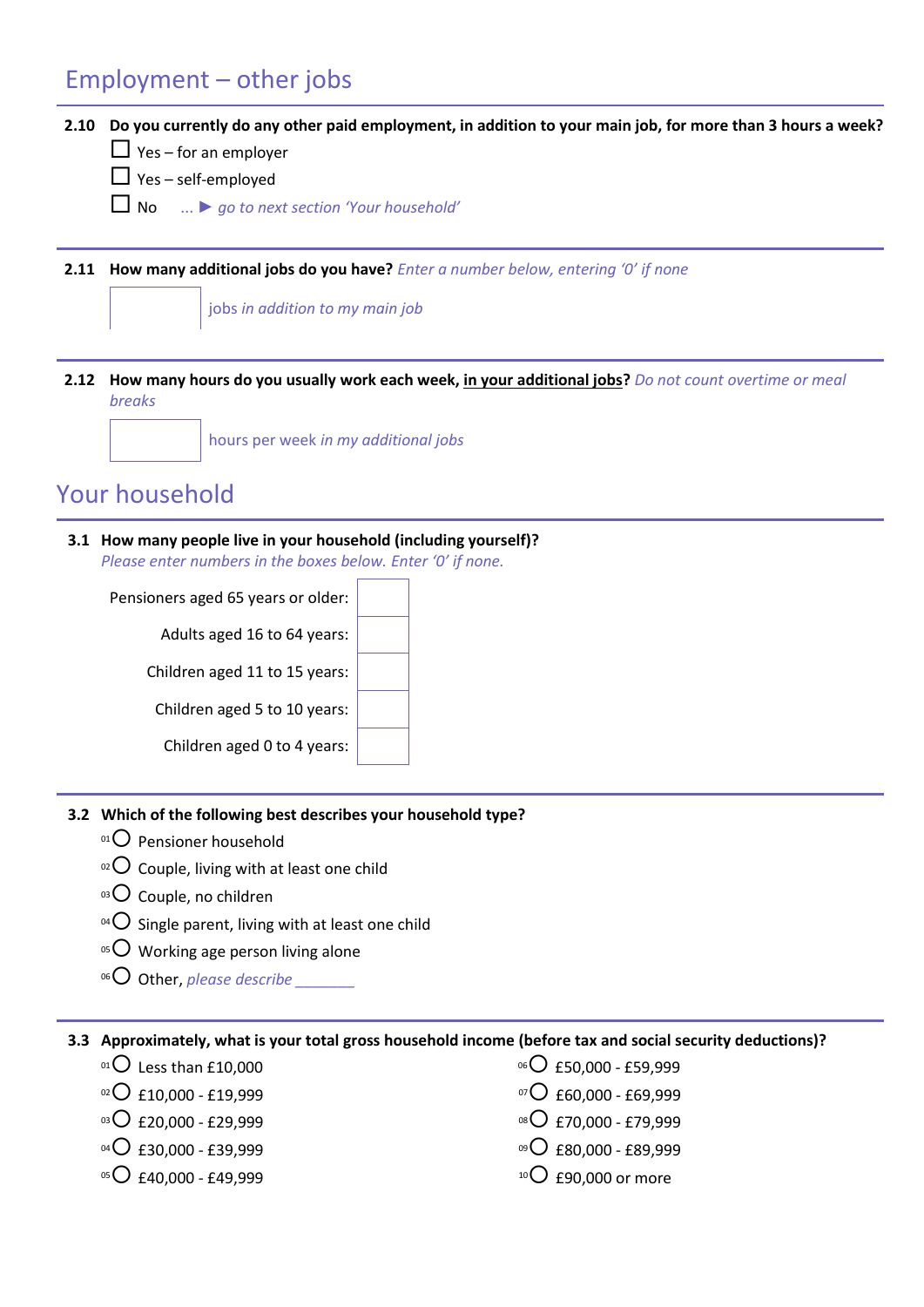## Employment – other jobs

**2.10 Do you currently do any other paid employment, in addition to your main job, for more than 3 hours a week?**

- ☐ Yes – for an employer
- ☐ Yes – self-employed
- ☐ No ... ► *go to next section 'Your household'*

**2.11 How many additional jobs do you have?** *Enter a number below, entering '0' if none*

[ ] jobs *in addition to my main job*

**2.12 How many hours do you usually work each week, in your additional jobs?** *Do not count overtime or meal breaks*

[ ] hours per week *in my additional jobs*

## Your household

**3.1 How many people live in your household (including yourself)?**
*Please enter numbers in the boxes below. Enter '0' if none.*

| | |
|---|---|
| Pensioners aged 65 years or older: | |
| Adults aged 16 to 64 years: | |
| Children aged 11 to 15 years: | |
| Children aged 5 to 10 years: | |
| Children aged 0 to 4 years: | |

**3.2 Which of the following best describes your household type?**

- 01 ○ Pensioner household
- 02 ○ Couple, living with at least one child
- 03 ○ Couple, no children
- 04 ○ Single parent, living with at least one child
- 05 ○ Working age person living alone
- 06 ○ Other, *please describe* _______

**3.3 Approximately, what is your total gross household income (before tax and social security deductions)?**

- 01 ○ Less than £10,000
- 02 ○ £10,000 - £19,999
- 03 ○ £20,000 - £29,999
- 04 ○ £30,000 - £39,999
- 05 ○ £40,000 - £49,999
- 06 ○ £50,000 - £59,999
- 07 ○ £60,000 - £69,999
- 08 ○ £70,000 - £79,999
- 09 ○ £80,000 - £89,999
- 10 ○ £90,000 or more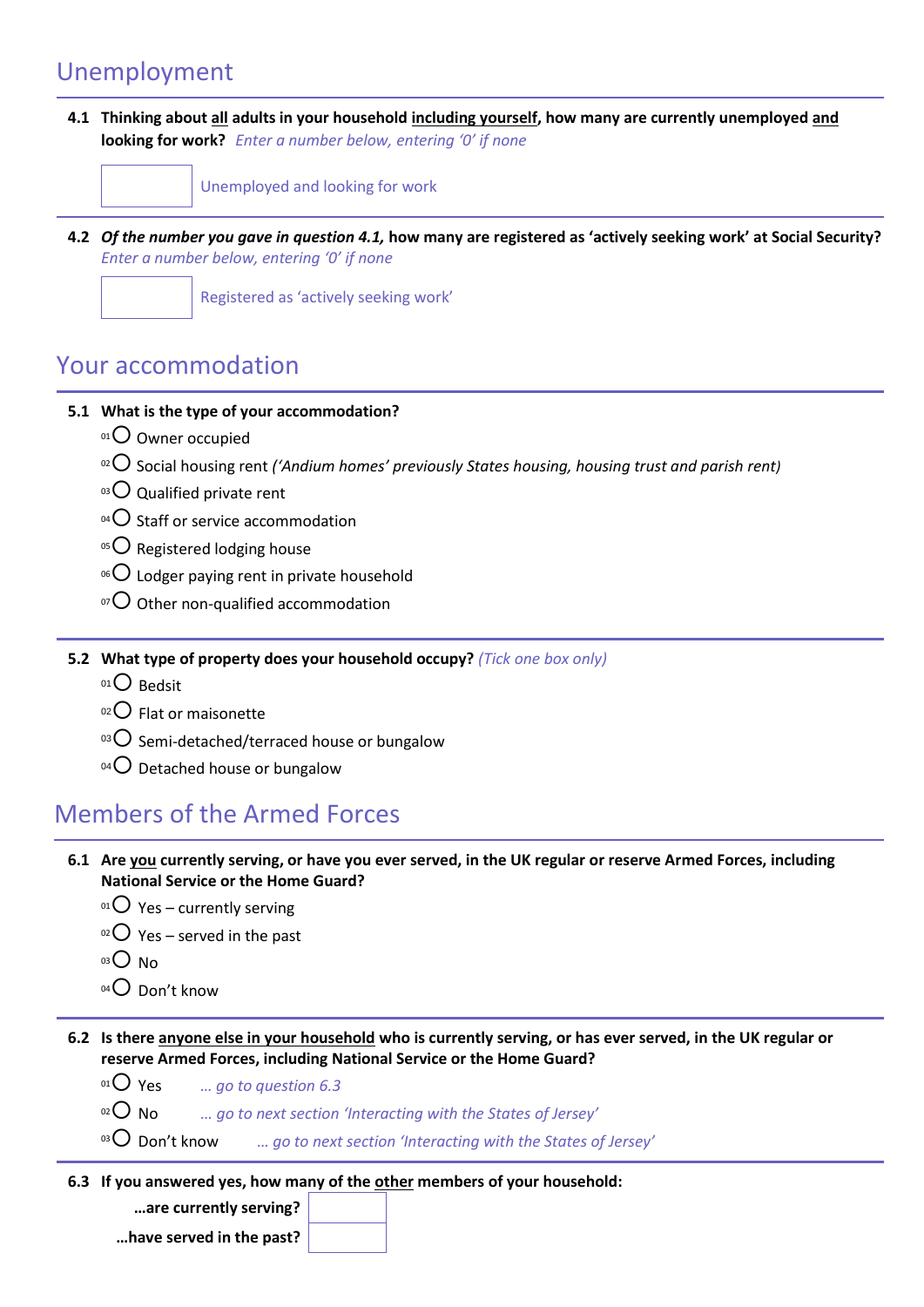## Unemployment

**4.1 Thinking about all adults in your household including yourself, how many are currently unemployed and looking for work?** *Enter a number below, entering '0' if none*

[ ] Unemployed and looking for work

**4.2 *Of the number you gave in question 4.1,* how many are registered as 'actively seeking work' at Social Security?** *Enter a number below, entering '0' if none*

[ ] Registered as 'actively seeking work'

## Your accommodation

**5.1 What is the type of your accommodation?**

- 01 ○ Owner occupied
- 02 ○ Social housing rent *('Andium homes' previously States housing, housing trust and parish rent)*
- 03 ○ Qualified private rent
- 04 ○ Staff or service accommodation
- 05 ○ Registered lodging house
- 06 ○ Lodger paying rent in private household
- 07 ○ Other non-qualified accommodation

**5.2 What type of property does your household occupy?** *(Tick one box only)*

- 01 ○ Bedsit
- 02 ○ Flat or maisonette
- 03 ○ Semi-detached/terraced house or bungalow
- 04 ○ Detached house or bungalow

## Members of the Armed Forces

**6.1 Are you currently serving, or have you ever served, in the UK regular or reserve Armed Forces, including National Service or the Home Guard?**

- 01 ○ Yes – currently serving
- 02 ○ Yes – served in the past
- 03 ○ No
- 04 ○ Don't know

**6.2 Is there anyone else in your household who is currently serving, or has ever served, in the UK regular or reserve Armed Forces, including National Service or the Home Guard?**

- 01 ○ Yes *… go to question 6.3*
- 02 ○ No *… go to next section 'Interacting with the States of Jersey'*
- 03 ○ Don't know *… go to next section 'Interacting with the States of Jersey'*

**6.3 If you answered yes, how many of the other members of your household:**

**…are currently serving?** [ ]

**…have served in the past?** [ ]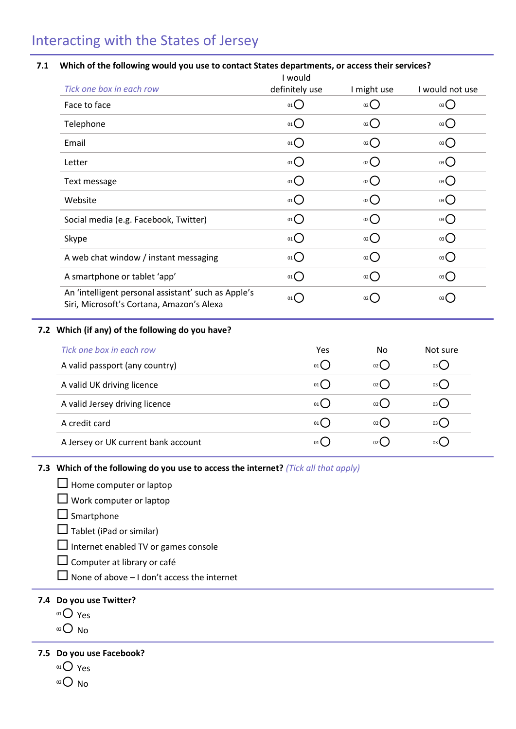# Interacting with the States of Jersey

**7.1 Which of the following would you use to contact States departments, or access their services?**

| *Tick one box in each row* | I would definitely use | I might use | I would not use |
|---|---|---|---|
| Face to face | 01 ○ | 02 ○ | 03 ○ |
| Telephone | 01 ○ | 02 ○ | 03 ○ |
| Email | 01 ○ | 02 ○ | 03 ○ |
| Letter | 01 ○ | 02 ○ | 03 ○ |
| Text message | 01 ○ | 02 ○ | 03 ○ |
| Website | 01 ○ | 02 ○ | 03 ○ |
| Social media (e.g. Facebook, Twitter) | 01 ○ | 02 ○ | 03 ○ |
| Skype | 01 ○ | 02 ○ | 03 ○ |
| A web chat window / instant messaging | 01 ○ | 02 ○ | 03 ○ |
| A smartphone or tablet 'app' | 01 ○ | 02 ○ | 03 ○ |
| An 'intelligent personal assistant' such as Apple's Siri, Microsoft's Cortana, Amazon's Alexa | 01 ○ | 02 ○ | 03 ○ |

**7.2 Which (if any) of the following do you have?**

| *Tick one box in each row* | Yes | No | Not sure |
|---|---|---|---|
| A valid passport (any country) | 01 ○ | 02 ○ | 03 ○ |
| A valid UK driving licence | 01 ○ | 02 ○ | 03 ○ |
| A valid Jersey driving licence | 01 ○ | 02 ○ | 03 ○ |
| A credit card | 01 ○ | 02 ○ | 03 ○ |
| A Jersey or UK current bank account | 01 ○ | 02 ○ | 03 ○ |

**7.3 Which of the following do you use to access the internet?** *(Tick all that apply)*

- ☐ Home computer or laptop
- ☐ Work computer or laptop
- ☐ Smartphone
- ☐ Tablet (iPad or similar)
- ☐ Internet enabled TV or games console
- ☐ Computer at library or café
- ☐ None of above – I don't access the internet

**7.4 Do you use Twitter?**

- 01 ○ Yes
- 02 ○ No

**7.5 Do you use Facebook?**

- 01 ○ Yes
- 02 ○ No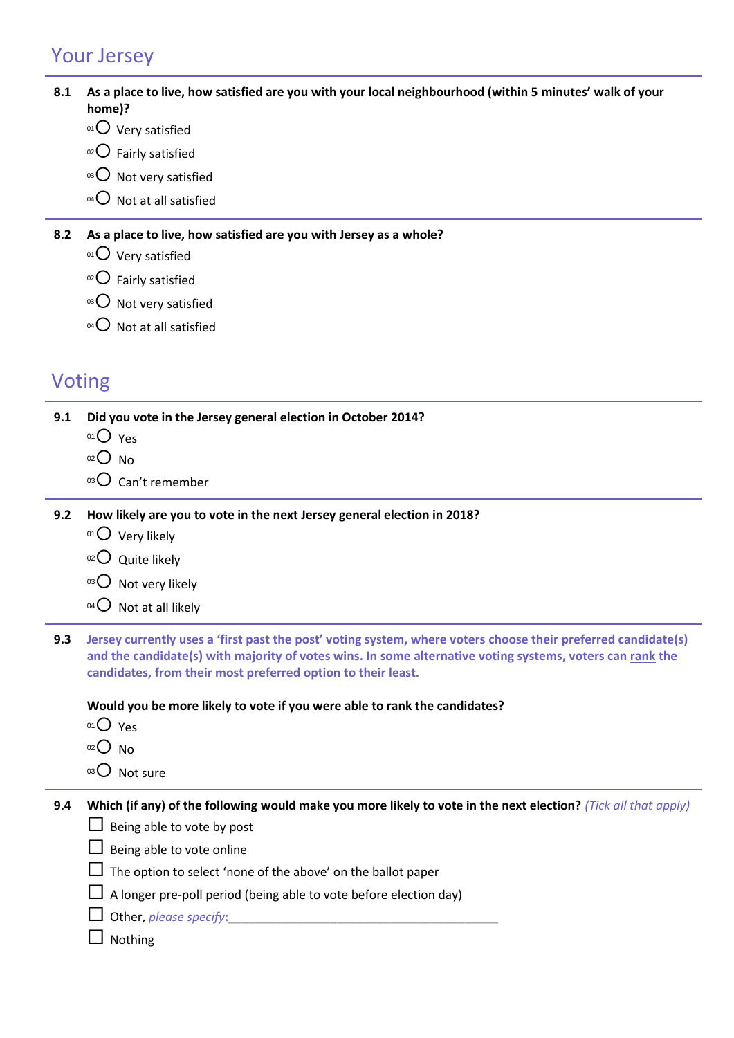## Your Jersey

**8.1 As a place to live, how satisfied are you with your local neighbourhood (within 5 minutes' walk of your home)?**

- 01 ○ Very satisfied
- 02 ○ Fairly satisfied
- 03 ○ Not very satisfied
- 04 ○ Not at all satisfied

**8.2 As a place to live, how satisfied are you with Jersey as a whole?**

- 01 ○ Very satisfied
- 02 ○ Fairly satisfied
- 03 ○ Not very satisfied
- 04 ○ Not at all satisfied

## Voting

**9.1 Did you vote in the Jersey general election in October 2014?**

- 01 ○ Yes
- 02 ○ No
- 03 ○ Can't remember

**9.2 How likely are you to vote in the next Jersey general election in 2018?**

- 01 ○ Very likely
- 02 ○ Quite likely
- 03 ○ Not very likely
- 04 ○ Not at all likely

**9.3 Jersey currently uses a 'first past the post' voting system, where voters choose their preferred candidate(s) and the candidate(s) with majority of votes wins. In some alternative voting systems, voters can rank the candidates, from their most preferred option to their least.**

**Would you be more likely to vote if you were able to rank the candidates?**

- 01 ○ Yes
- 02 ○ No
- 03 ○ Not sure

**9.4 Which (if any) of the following would make you more likely to vote in the next election?** *(Tick all that apply)*

- ☐ Being able to vote by post
- ☐ Being able to vote online
- ☐ The option to select 'none of the above' on the ballot paper
- ☐ A longer pre-poll period (being able to vote before election day)
- ☐ Other, *please specify*:\_\_\_\_\_\_\_\_\_\_\_\_\_\_\_\_\_\_\_\_\_\_\_\_\_\_\_\_\_\_\_\_\_\_\_\_\_\_\_\_
- ☐ Nothing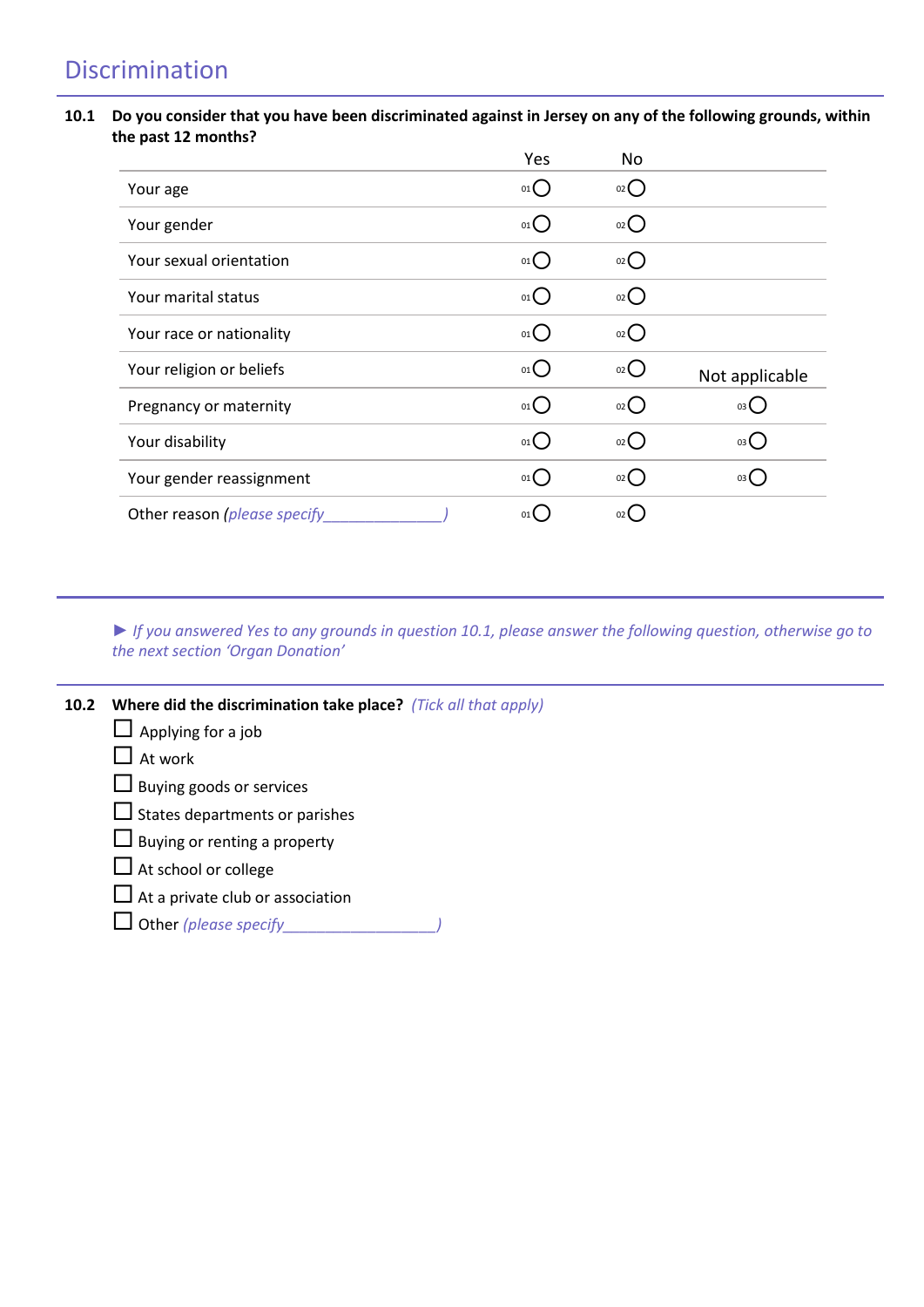## Discrimination

**10.1 Do you consider that you have been discriminated against in Jersey on any of the following grounds, within the past 12 months?**

| | Yes | No | Not applicable |
|---|---|---|---|
| Your age | 01 ○ | 02 ○ | |
| Your gender | 01 ○ | 02 ○ | |
| Your sexual orientation | 01 ○ | 02 ○ | |
| Your marital status | 01 ○ | 02 ○ | |
| Your race or nationality | 01 ○ | 02 ○ | |
| Your religion or beliefs | 01 ○ | 02 ○ | |
| Pregnancy or maternity | 01 ○ | 02 ○ | 03 ○ |
| Your disability | 01 ○ | 02 ○ | 03 ○ |
| Your gender reassignment | 01 ○ | 02 ○ | 03 ○ |
| Other reason *(please specify______________)* | 01 ○ | 02 ○ | |

► *If you answered Yes to any grounds in question 10.1, please answer the following question, otherwise go to the next section 'Organ Donation'*

**10.2 Where did the discrimination take place?** *(Tick all that apply)*

- ☐ Applying for a job
- ☐ At work
- ☐ Buying goods or services
- ☐ States departments or parishes
- ☐ Buying or renting a property
- ☐ At school or college
- ☐ At a private club or association
- ☐ Other *(please specify__________________)*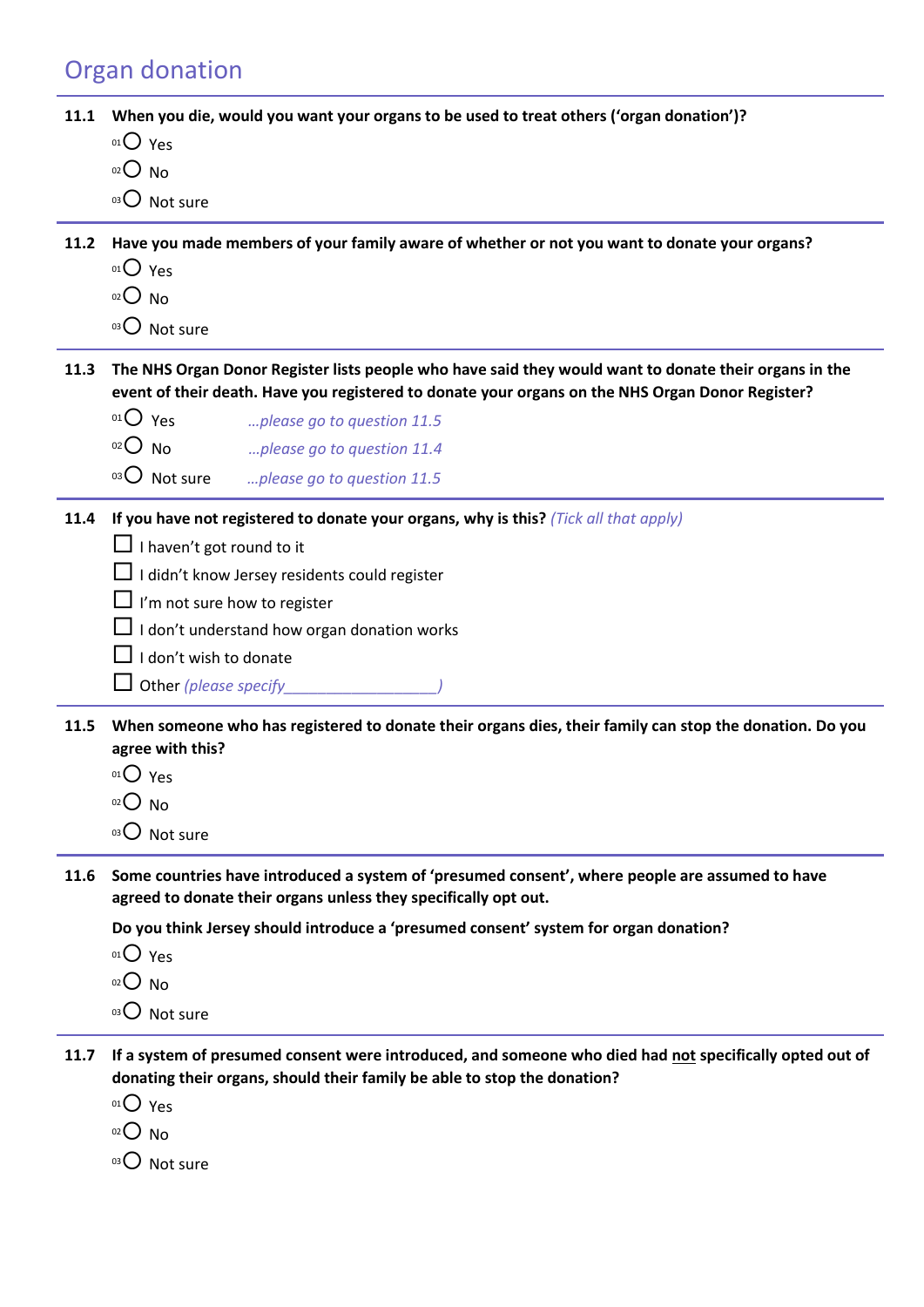## Organ donation

**11.1 When you die, would you want your organs to be used to treat others ('organ donation')?**

- 01 ○ Yes
- 02 ○ No
- 03 ○ Not sure

**11.2 Have you made members of your family aware of whether or not you want to donate your organs?**

- 01 ○ Yes
- 02 ○ No
- 03 ○ Not sure

**11.3 The NHS Organ Donor Register lists people who have said they would want to donate their organs in the event of their death. Have you registered to donate your organs on the NHS Organ Donor Register?**

- 01 ○ Yes *...please go to question 11.5*
- 02 ○ No *...please go to question 11.4*
- 03 ○ Not sure *...please go to question 11.5*

**11.4 If you have not registered to donate your organs, why is this?** *(Tick all that apply)*

- ☐ I haven't got round to it
- ☐ I didn't know Jersey residents could register
- ☐ I'm not sure how to register
- ☐ I don't understand how organ donation works
- ☐ I don't wish to donate
- ☐ Other *(please specify__________________)*

**11.5 When someone who has registered to donate their organs dies, their family can stop the donation. Do you agree with this?**

- 01 ○ Yes
- 02 ○ No
- 03 ○ Not sure

**11.6 Some countries have introduced a system of 'presumed consent', where people are assumed to have agreed to donate their organs unless they specifically opt out.**

**Do you think Jersey should introduce a 'presumed consent' system for organ donation?**

- 01 ○ Yes
- 02 ○ No
- 03 ○ Not sure

**11.7 If a system of presumed consent were introduced, and someone who died had not specifically opted out of donating their organs, should their family be able to stop the donation?**

- 01 ○ Yes
- 02 ○ No
- 03 ○ Not sure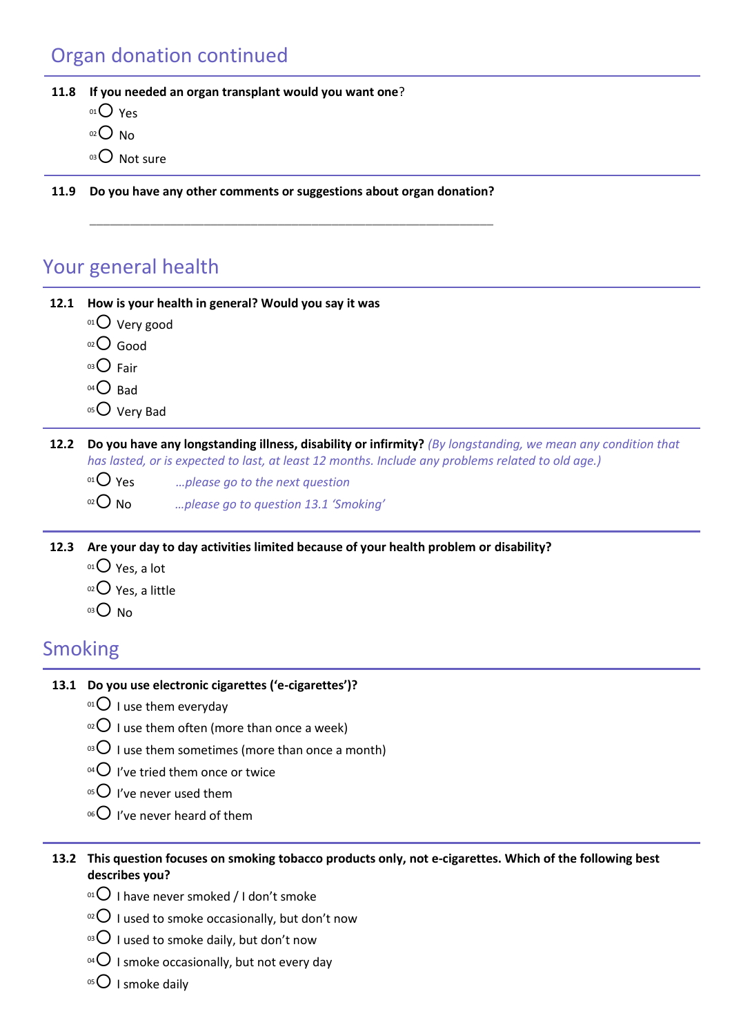## Organ donation continued

**11.8 If you needed an organ transplant would you want one?**

- 01 ○ Yes
- 02 ○ No
- 03 ○ Not sure

**11.9 Do you have any other comments or suggestions about organ donation?**

_______________________________________________________________

## Your general health

**12.1 How is your health in general? Would you say it was**

- 01 ○ Very good
- 02 ○ Good
- 03 ○ Fair
- 04 ○ Bad
- 05 ○ Very Bad

**12.2 Do you have any longstanding illness, disability or infirmity?** *(By longstanding, we mean any condition that has lasted, or is expected to last, at least 12 months. Include any problems related to old age.)*

- 01 ○ Yes *…please go to the next question*
- 02 ○ No *…please go to question 13.1 'Smoking'*

**12.3 Are your day to day activities limited because of your health problem or disability?**

- 01 ○ Yes, a lot
- 02 ○ Yes, a little
- 03 ○ No

## Smoking

**13.1 Do you use electronic cigarettes ('e-cigarettes')?**

- 01 ○ I use them everyday
- 02 ○ I use them often (more than once a week)
- 03 ○ I use them sometimes (more than once a month)
- 04 ○ I've tried them once or twice
- 05 ○ I've never used them
- 06 ○ I've never heard of them

**13.2 This question focuses on smoking tobacco products only, not e-cigarettes. Which of the following best describes you?**

- 01 ○ I have never smoked / I don't smoke
- 02 ○ I used to smoke occasionally, but don't now
- 03 ○ I used to smoke daily, but don't now
- 04 ○ I smoke occasionally, but not every day
- 05 ○ I smoke daily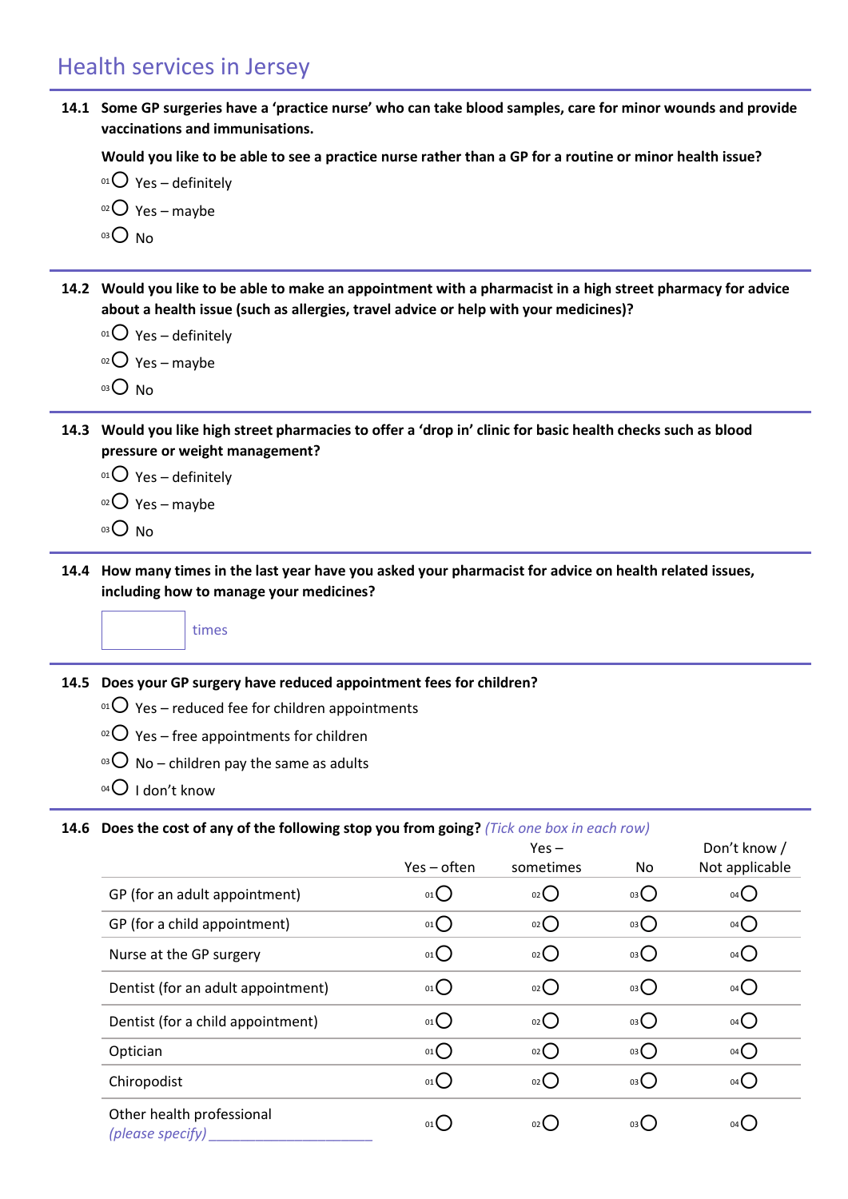## Health services in Jersey

**14.1 Some GP surgeries have a 'practice nurse' who can take blood samples, care for minor wounds and provide vaccinations and immunisations.**

**Would you like to be able to see a practice nurse rather than a GP for a routine or minor health issue?**

- 01 ◯ Yes – definitely
- 02 ◯ Yes – maybe
- 03 ◯ No

---

**14.2 Would you like to be able to make an appointment with a pharmacist in a high street pharmacy for advice about a health issue (such as allergies, travel advice or help with your medicines)?**

- 01 ◯ Yes – definitely
- 02 ◯ Yes – maybe
- 03 ◯ No

---

**14.3 Would you like high street pharmacies to offer a 'drop in' clinic for basic health checks such as blood pressure or weight management?**

- 01 ◯ Yes – definitely
- 02 ◯ Yes – maybe
- 03 ◯ No

---

**14.4 How many times in the last year have you asked your pharmacist for advice on health related issues, including how to manage your medicines?**

[ ] times

---

**14.5 Does your GP surgery have reduced appointment fees for children?**

- 01 ◯ Yes – reduced fee for children appointments
- 02 ◯ Yes – free appointments for children
- 03 ◯ No – children pay the same as adults
- 04 ◯ I don't know

---

**14.6 Does the cost of any of the following stop you from going?** *(Tick one box in each row)*

| | Yes – often | Yes – sometimes | No | Don't know / Not applicable |
|---|---|---|---|---|
| GP (for an adult appointment) | 01 ◯ | 02 ◯ | 03 ◯ | 04 ◯ |
| GP (for a child appointment) | 01 ◯ | 02 ◯ | 03 ◯ | 04 ◯ |
| Nurse at the GP surgery | 01 ◯ | 02 ◯ | 03 ◯ | 04 ◯ |
| Dentist (for an adult appointment) | 01 ◯ | 02 ◯ | 03 ◯ | 04 ◯ |
| Dentist (for a child appointment) | 01 ◯ | 02 ◯ | 03 ◯ | 04 ◯ |
| Optician | 01 ◯ | 02 ◯ | 03 ◯ | 04 ◯ |
| Chiropodist | 01 ◯ | 02 ◯ | 03 ◯ | 04 ◯ |
| Other health professional *(please specify)* ____________________ | 01 ◯ | 02 ◯ | 03 ◯ | 04 ◯ |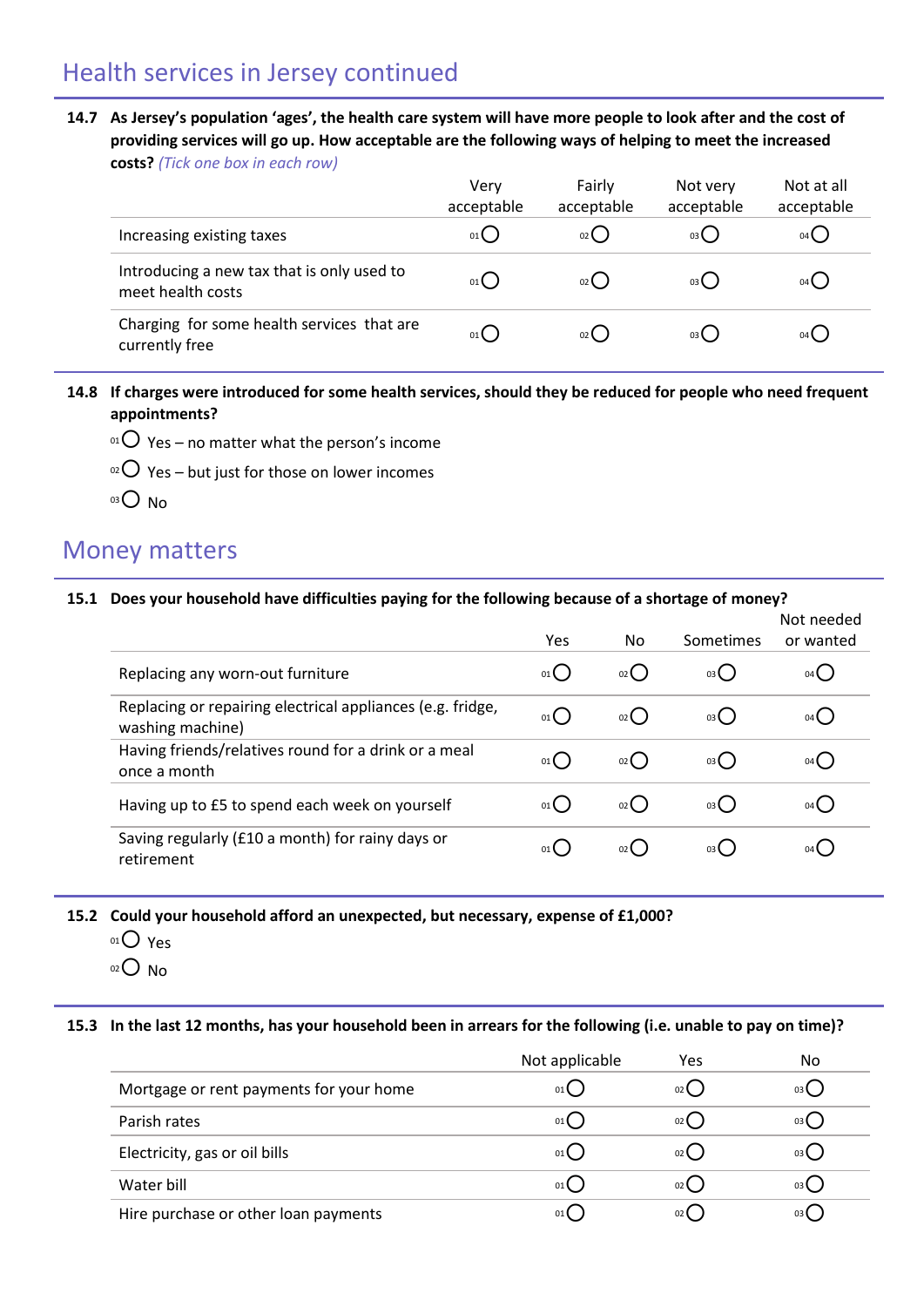## Health services in Jersey continued

**14.7 As Jersey's population 'ages', the health care system will have more people to look after and the cost of providing services will go up. How acceptable are the following ways of helping to meet the increased costs?** *(Tick one box in each row)*

| | Very acceptable | Fairly acceptable | Not very acceptable | Not at all acceptable |
|---|---|---|---|---|
| Increasing existing taxes | 01 ○ | 02 ○ | 03 ○ | 04 ○ |
| Introducing a new tax that is only used to meet health costs | 01 ○ | 02 ○ | 03 ○ | 04 ○ |
| Charging for some health services that are currently free | 01 ○ | 02 ○ | 03 ○ | 04 ○ |

**14.8 If charges were introduced for some health services, should they be reduced for people who need frequent appointments?**

01 ○ Yes – no matter what the person's income

02 ○ Yes – but just for those on lower incomes

03 ○ No

## Money matters

**15.1 Does your household have difficulties paying for the following because of a shortage of money?**

| | Yes | No | Sometimes | Not needed or wanted |
|---|---|---|---|---|
| Replacing any worn-out furniture | 01 ○ | 02 ○ | 03 ○ | 04 ○ |
| Replacing or repairing electrical appliances (e.g. fridge, washing machine) | 01 ○ | 02 ○ | 03 ○ | 04 ○ |
| Having friends/relatives round for a drink or a meal once a month | 01 ○ | 02 ○ | 03 ○ | 04 ○ |
| Having up to £5 to spend each week on yourself | 01 ○ | 02 ○ | 03 ○ | 04 ○ |
| Saving regularly (£10 a month) for rainy days or retirement | 01 ○ | 02 ○ | 03 ○ | 04 ○ |

**15.2 Could your household afford an unexpected, but necessary, expense of £1,000?**

01 ○ Yes

02 ○ No

**15.3 In the last 12 months, has your household been in arrears for the following (i.e. unable to pay on time)?**

| | Not applicable | Yes | No |
|---|---|---|---|
| Mortgage or rent payments for your home | 01 ○ | 02 ○ | 03 ○ |
| Parish rates | 01 ○ | 02 ○ | 03 ○ |
| Electricity, gas or oil bills | 01 ○ | 02 ○ | 03 ○ |
| Water bill | 01 ○ | 02 ○ | 03 ○ |
| Hire purchase or other loan payments | 01 ○ | 02 ○ | 03 ○ |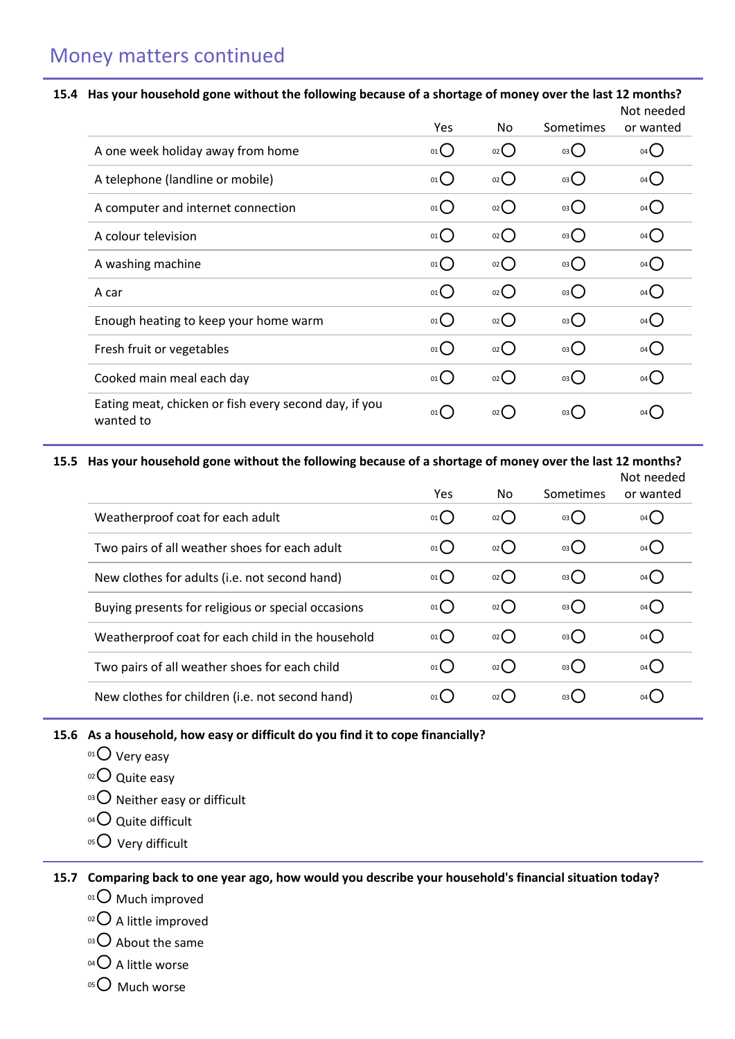## Money matters continued

**15.4 Has your household gone without the following because of a shortage of money over the last 12 months?**

| | Yes | No | Sometimes | Not needed or wanted |
|---|---|---|---|---|
| A one week holiday away from home | 01 ◯ | 02 ◯ | 03 ◯ | 04 ◯ |
| A telephone (landline or mobile) | 01 ◯ | 02 ◯ | 03 ◯ | 04 ◯ |
| A computer and internet connection | 01 ◯ | 02 ◯ | 03 ◯ | 04 ◯ |
| A colour television | 01 ◯ | 02 ◯ | 03 ◯ | 04 ◯ |
| A washing machine | 01 ◯ | 02 ◯ | 03 ◯ | 04 ◯ |
| A car | 01 ◯ | 02 ◯ | 03 ◯ | 04 ◯ |
| Enough heating to keep your home warm | 01 ◯ | 02 ◯ | 03 ◯ | 04 ◯ |
| Fresh fruit or vegetables | 01 ◯ | 02 ◯ | 03 ◯ | 04 ◯ |
| Cooked main meal each day | 01 ◯ | 02 ◯ | 03 ◯ | 04 ◯ |
| Eating meat, chicken or fish every second day, if you wanted to | 01 ◯ | 02 ◯ | 03 ◯ | 04 ◯ |

**15.5 Has your household gone without the following because of a shortage of money over the last 12 months?**

| | Yes | No | Sometimes | Not needed or wanted |
|---|---|---|---|---|
| Weatherproof coat for each adult | 01 ◯ | 02 ◯ | 03 ◯ | 04 ◯ |
| Two pairs of all weather shoes for each adult | 01 ◯ | 02 ◯ | 03 ◯ | 04 ◯ |
| New clothes for adults (i.e. not second hand) | 01 ◯ | 02 ◯ | 03 ◯ | 04 ◯ |
| Buying presents for religious or special occasions | 01 ◯ | 02 ◯ | 03 ◯ | 04 ◯ |
| Weatherproof coat for each child in the household | 01 ◯ | 02 ◯ | 03 ◯ | 04 ◯ |
| Two pairs of all weather shoes for each child | 01 ◯ | 02 ◯ | 03 ◯ | 04 ◯ |
| New clothes for children (i.e. not second hand) | 01 ◯ | 02 ◯ | 03 ◯ | 04 ◯ |

**15.6 As a household, how easy or difficult do you find it to cope financially?**

- 01 ◯ Very easy
- 02 ◯ Quite easy
- 03 ◯ Neither easy or difficult
- 04 ◯ Quite difficult
- 05 ◯ Very difficult

**15.7 Comparing back to one year ago, how would you describe your household's financial situation today?**

- 01 ◯ Much improved
- 02 ◯ A little improved
- 03 ◯ About the same
- 04 ◯ A little worse
- 05 ◯ Much worse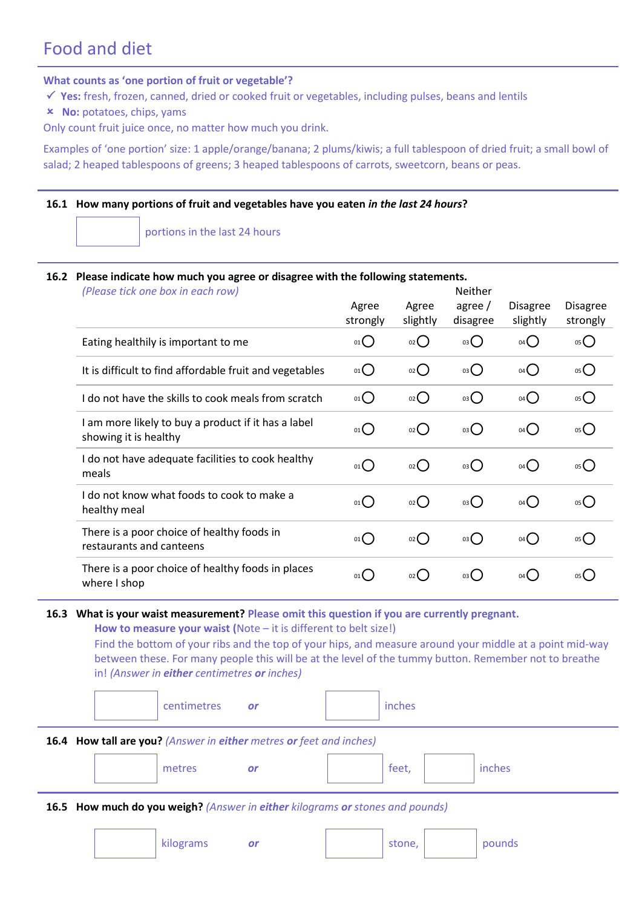# Food and diet

**What counts as 'one portion of fruit or vegetable'?**

- ✓ **Yes:** fresh, frozen, canned, dried or cooked fruit or vegetables, including pulses, beans and lentils
- ✗ **No:** potatoes, chips, yams

Only count fruit juice once, no matter how much you drink.

Examples of 'one portion' size: 1 apple/orange/banana; 2 plums/kiwis; a full tablespoon of dried fruit; a small bowl of salad; 2 heaped tablespoons of greens; 3 heaped tablespoons of carrots, sweetcorn, beans or peas.

**16.1 How many portions of fruit and vegetables have you eaten *in the last 24 hours*?**

☐ portions in the last 24 hours

**16.2 Please indicate how much you agree or disagree with the following statements.**
*(Please tick one box in each row)*

| | Agree strongly | Agree slightly | Neither agree / disagree | Disagree slightly | Disagree strongly |
|---|---|---|---|---|---|
| Eating healthily is important to me | 01 ○ | 02 ○ | 03 ○ | 04 ○ | 05 ○ |
| It is difficult to find affordable fruit and vegetables | 01 ○ | 02 ○ | 03 ○ | 04 ○ | 05 ○ |
| I do not have the skills to cook meals from scratch | 01 ○ | 02 ○ | 03 ○ | 04 ○ | 05 ○ |
| I am more likely to buy a product if it has a label showing it is healthy | 01 ○ | 02 ○ | 03 ○ | 04 ○ | 05 ○ |
| I do not have adequate facilities to cook healthy meals | 01 ○ | 02 ○ | 03 ○ | 04 ○ | 05 ○ |
| I do not know what foods to cook to make a healthy meal | 01 ○ | 02 ○ | 03 ○ | 04 ○ | 05 ○ |
| There is a poor choice of healthy foods in restaurants and canteens | 01 ○ | 02 ○ | 03 ○ | 04 ○ | 05 ○ |
| There is a poor choice of healthy foods in places where I shop | 01 ○ | 02 ○ | 03 ○ | 04 ○ | 05 ○ |

**16.3 What is your waist measurement?** **Please omit this question if you are currently pregnant.**

**How to measure your waist (**Note – it is different to belt size!)

Find the bottom of your ribs and the top of your hips, and measure around your middle at a point mid-way between these. For many people this will be at the level of the tummy button. Remember not to breathe in! *(Answer in **either** centimetres **or** inches)*

☐ centimetres ***or*** ☐ inches

**16.4 How tall are you?** *(Answer in **either** metres **or** feet and inches)*

☐ metres ***or*** ☐ feet, ☐ inches

**16.5 How much do you weigh?** *(Answer in **either** kilograms **or** stones and pounds)*

☐ kilograms ***or*** ☐ stone, ☐ pounds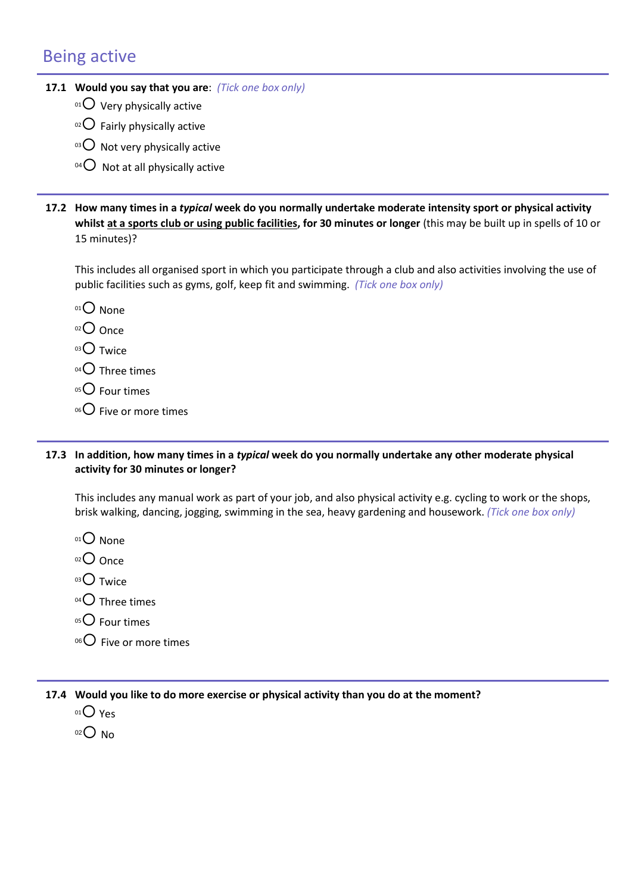## Being active

**17.1 Would you say that you are**: *(Tick one box only)*

- 01 ○ Very physically active
- 02 ○ Fairly physically active
- 03 ○ Not very physically active
- 04 ○ Not at all physically active

**17.2 How many times in a *typical* week do you normally undertake moderate intensity sport or physical activity whilst <u>at a sports club or using public facilities</u>, for 30 minutes or longer** (this may be built up in spells of 10 or 15 minutes)?

This includes all organised sport in which you participate through a club and also activities involving the use of public facilities such as gyms, golf, keep fit and swimming. *(Tick one box only)*

- 01 ○ None
- 02 ○ Once
- 03 ○ Twice
- 04 ○ Three times
- 05 ○ Four times
- 06 ○ Five or more times

**17.3 In addition, how many times in a *typical* week do you normally undertake any other moderate physical activity for 30 minutes or longer?**

This includes any manual work as part of your job, and also physical activity e.g. cycling to work or the shops, brisk walking, dancing, jogging, swimming in the sea, heavy gardening and housework. *(Tick one box only)*

- 01 ○ None
- 02 ○ Once
- 03 ○ Twice
- 04 ○ Three times
- 05 ○ Four times
- 06 ○ Five or more times

**17.4 Would you like to do more exercise or physical activity than you do at the moment?**

- 01 ○ Yes
- 02 ○ No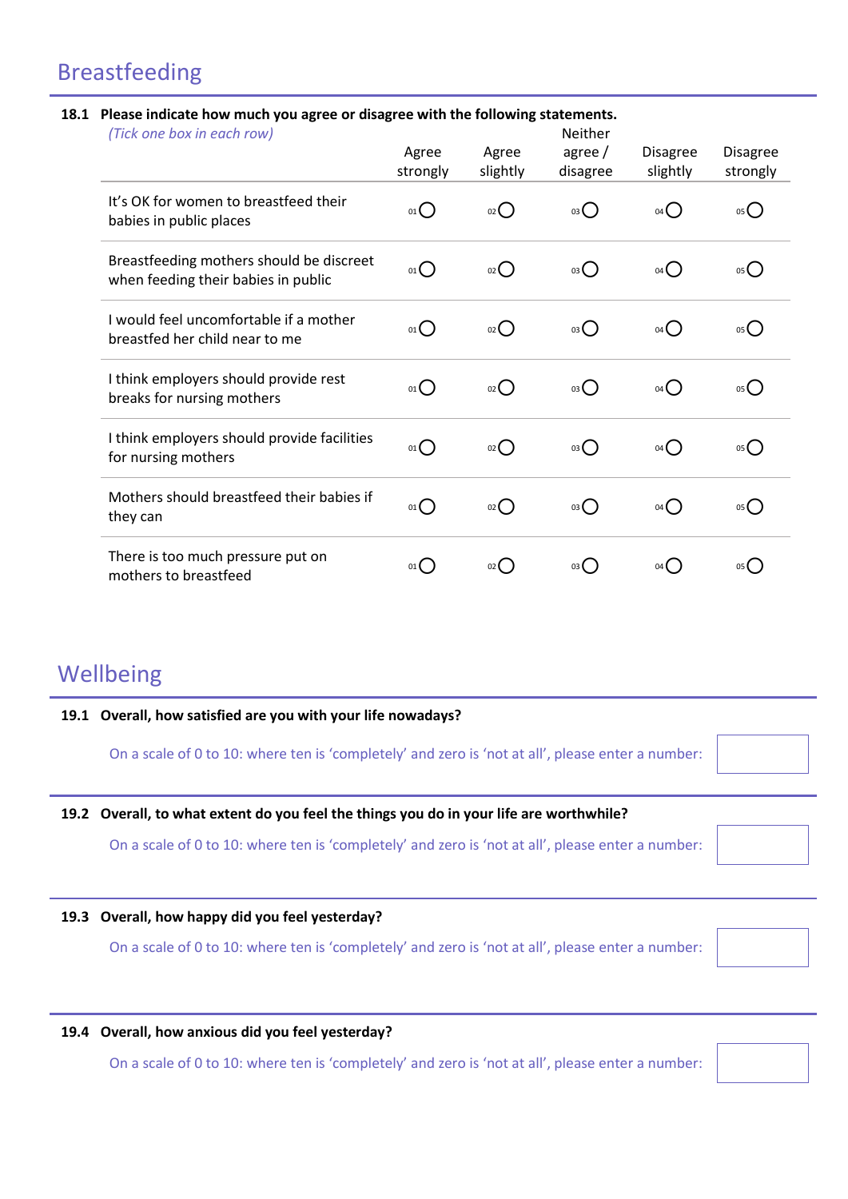## Breastfeeding

**18.1 Please indicate how much you agree or disagree with the following statements.**
*(Tick one box in each row)*

| | Agree strongly | Agree slightly | Neither agree / disagree | Disagree slightly | Disagree strongly |
|---|---|---|---|---|---|
| It's OK for women to breastfeed their babies in public places | 01 ○ | 02 ○ | 03 ○ | 04 ○ | 05 ○ |
| Breastfeeding mothers should be discreet when feeding their babies in public | 01 ○ | 02 ○ | 03 ○ | 04 ○ | 05 ○ |
| I would feel uncomfortable if a mother breastfed her child near to me | 01 ○ | 02 ○ | 03 ○ | 04 ○ | 05 ○ |
| I think employers should provide rest breaks for nursing mothers | 01 ○ | 02 ○ | 03 ○ | 04 ○ | 05 ○ |
| I think employers should provide facilities for nursing mothers | 01 ○ | 02 ○ | 03 ○ | 04 ○ | 05 ○ |
| Mothers should breastfeed their babies if they can | 01 ○ | 02 ○ | 03 ○ | 04 ○ | 05 ○ |
| There is too much pressure put on mothers to breastfeed | 01 ○ | 02 ○ | 03 ○ | 04 ○ | 05 ○ |

## Wellbeing

**19.1 Overall, how satisfied are you with your life nowadays?**

On a scale of 0 to 10: where ten is 'completely' and zero is 'not at all', please enter a number: ☐

**19.2 Overall, to what extent do you feel the things you do in your life are worthwhile?**

On a scale of 0 to 10: where ten is 'completely' and zero is 'not at all', please enter a number: ☐

**19.3 Overall, how happy did you feel yesterday?**

On a scale of 0 to 10: where ten is 'completely' and zero is 'not at all', please enter a number: ☐

**19.4 Overall, how anxious did you feel yesterday?**

On a scale of 0 to 10: where ten is 'completely' and zero is 'not at all', please enter a number: ☐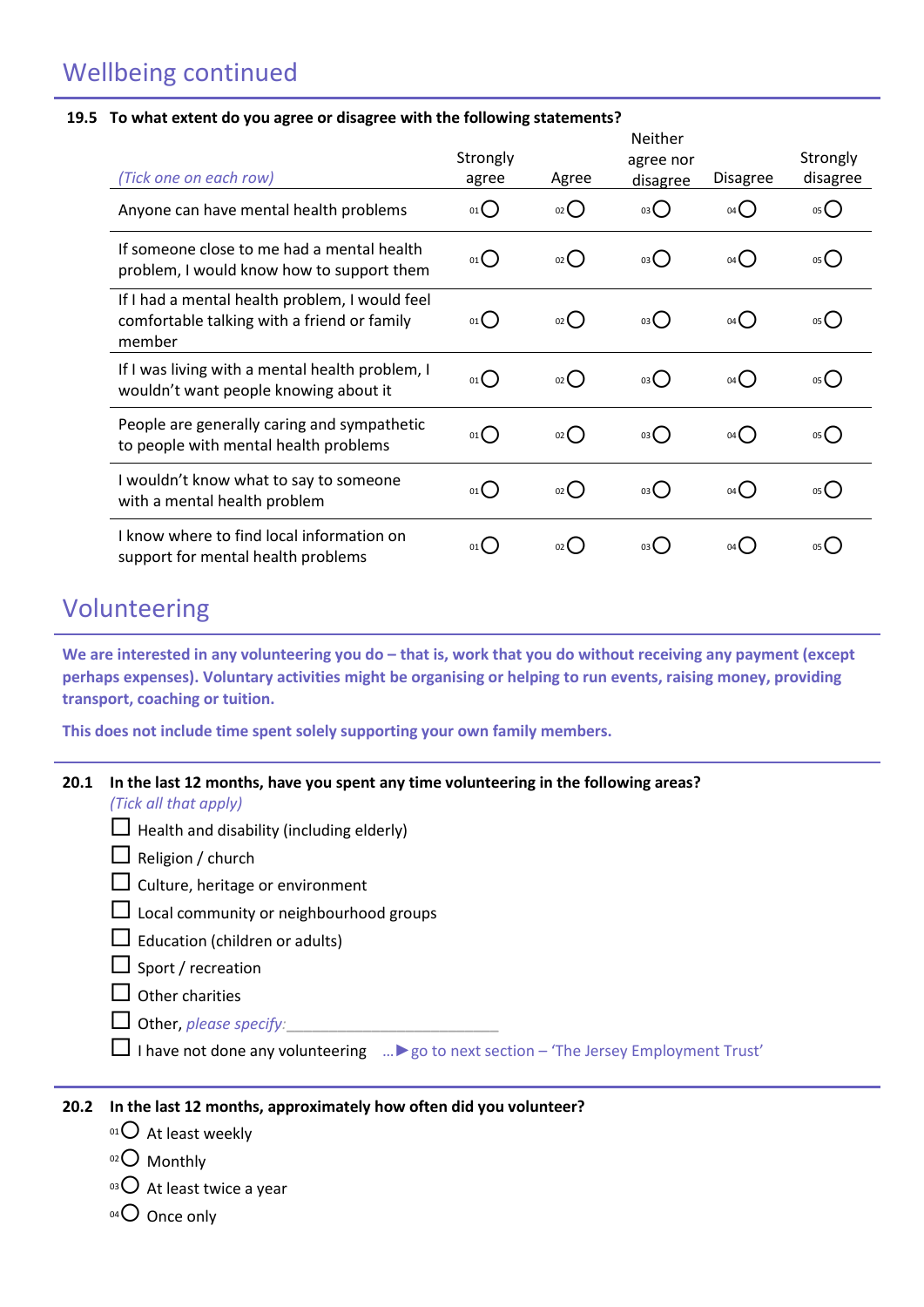## Wellbeing continued

**19.5 To what extent do you agree or disagree with the following statements?**

| *(Tick one on each row)* | Strongly agree | Agree | Neither agree nor disagree | Disagree | Strongly disagree |
|---|---|---|---|---|---|
| Anyone can have mental health problems | 01 ○ | 02 ○ | 03 ○ | 04 ○ | 05 ○ |
| If someone close to me had a mental health problem, I would know how to support them | 01 ○ | 02 ○ | 03 ○ | 04 ○ | 05 ○ |
| If I had a mental health problem, I would feel comfortable talking with a friend or family member | 01 ○ | 02 ○ | 03 ○ | 04 ○ | 05 ○ |
| If I was living with a mental health problem, I wouldn't want people knowing about it | 01 ○ | 02 ○ | 03 ○ | 04 ○ | 05 ○ |
| People are generally caring and sympathetic to people with mental health problems | 01 ○ | 02 ○ | 03 ○ | 04 ○ | 05 ○ |
| I wouldn't know what to say to someone with a mental health problem | 01 ○ | 02 ○ | 03 ○ | 04 ○ | 05 ○ |
| I know where to find local information on support for mental health problems | 01 ○ | 02 ○ | 03 ○ | 04 ○ | 05 ○ |

## Volunteering

**We are interested in any volunteering you do – that is, work that you do without receiving any payment (except perhaps expenses). Voluntary activities might be organising or helping to run events, raising money, providing transport, coaching or tuition.**

**This does not include time spent solely supporting your own family members.**

**20.1 In the last 12 months, have you spent any time volunteering in the following areas?**
*(Tick all that apply)*

- ☐ Health and disability (including elderly)
- ☐ Religion / church
- ☐ Culture, heritage or environment
- ☐ Local community or neighbourhood groups
- ☐ Education (children or adults)
- ☐ Sport / recreation
- ☐ Other charities
- ☐ Other, *please specify:*___________________________
- ☐ I have not done any volunteering …► go to next section – 'The Jersey Employment Trust'

**20.2 In the last 12 months, approximately how often did you volunteer?**

- 01 ○ At least weekly
- 02 ○ Monthly
- 03 ○ At least twice a year
- 04 ○ Once only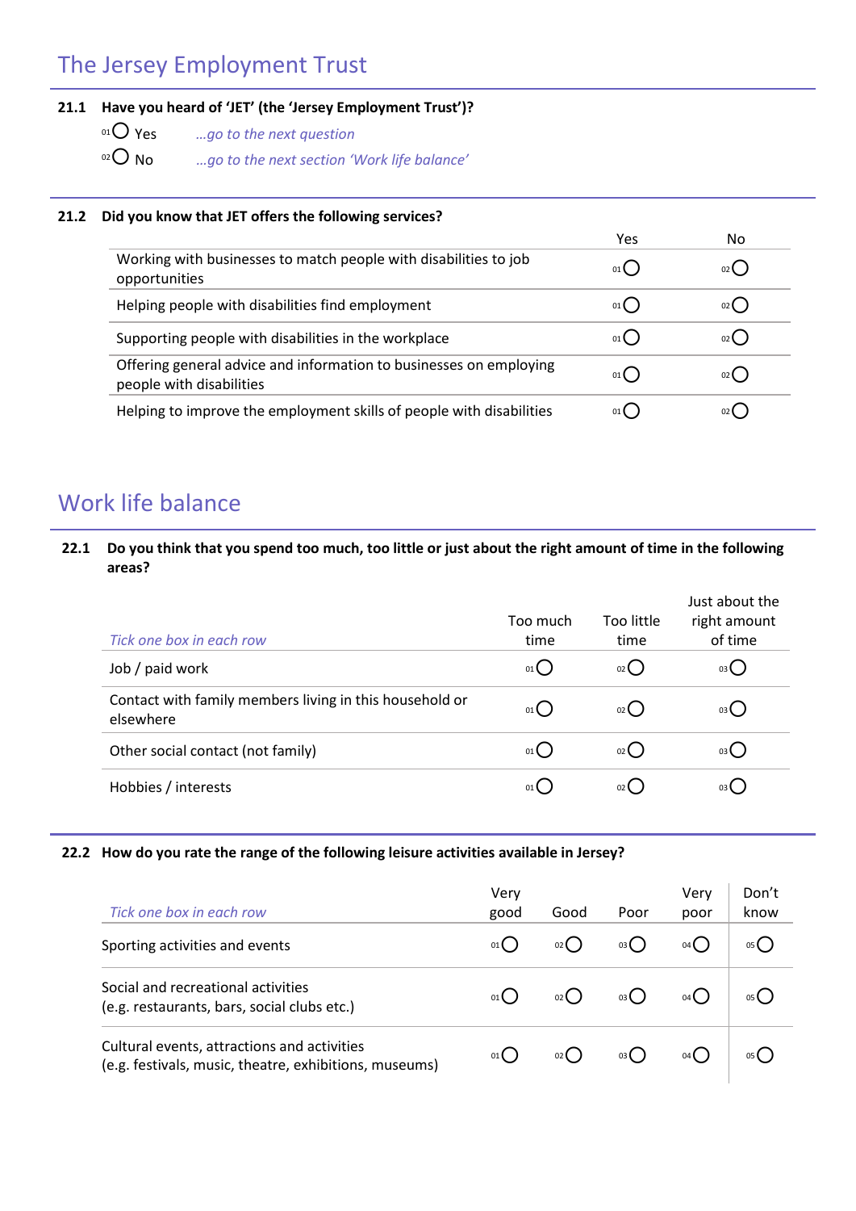# The Jersey Employment Trust

**21.1 Have you heard of 'JET' (the 'Jersey Employment Trust')?**

01 ○ Yes *...go to the next question*

02 ○ No *...go to the next section 'Work life balance'*

**21.2 Did you know that JET offers the following services?**

| | Yes | No |
|---|---|---|
| Working with businesses to match people with disabilities to job opportunities | 01 ○ | 02 ○ |
| Helping people with disabilities find employment | 01 ○ | 02 ○ |
| Supporting people with disabilities in the workplace | 01 ○ | 02 ○ |
| Offering general advice and information to businesses on employing people with disabilities | 01 ○ | 02 ○ |
| Helping to improve the employment skills of people with disabilities | 01 ○ | 02 ○ |

# Work life balance

**22.1 Do you think that you spend too much, too little or just about the right amount of time in the following areas?**

| *Tick one box in each row* | Too much time | Too little time | Just about the right amount of time |
|---|---|---|---|
| Job / paid work | 01 ○ | 02 ○ | 03 ○ |
| Contact with family members living in this household or elsewhere | 01 ○ | 02 ○ | 03 ○ |
| Other social contact (not family) | 01 ○ | 02 ○ | 03 ○ |
| Hobbies / interests | 01 ○ | 02 ○ | 03 ○ |

**22.2 How do you rate the range of the following leisure activities available in Jersey?**

| *Tick one box in each row* | Very good | Good | Poor | Very poor | Don't know |
|---|---|---|---|---|---|
| Sporting activities and events | 01 ○ | 02 ○ | 03 ○ | 04 ○ | 05 ○ |
| Social and recreational activities (e.g. restaurants, bars, social clubs etc.) | 01 ○ | 02 ○ | 03 ○ | 04 ○ | 05 ○ |
| Cultural events, attractions and activities (e.g. festivals, music, theatre, exhibitions, museums) | 01 ○ | 02 ○ | 03 ○ | 04 ○ | 05 ○ |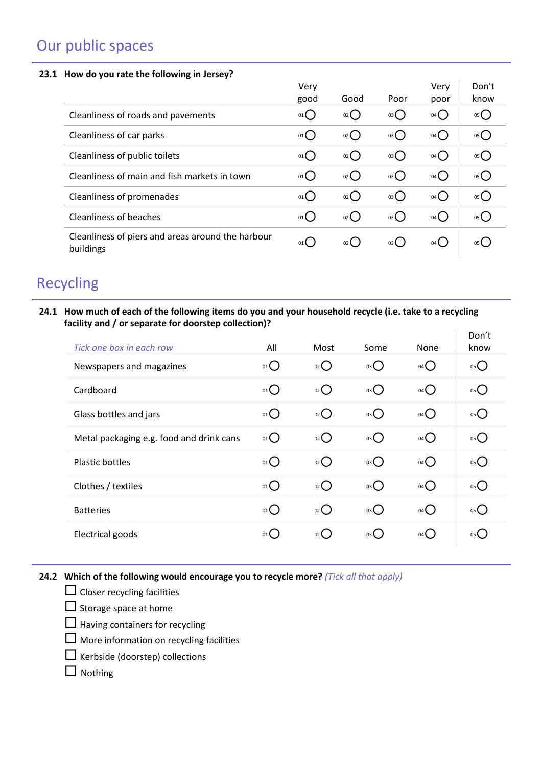## Our public spaces

**23.1 How do you rate the following in Jersey?**

| | Very good | Good | Poor | Very poor | Don't know |
|---|---|---|---|---|---|
| Cleanliness of roads and pavements | 01 ○ | 02 ○ | 03 ○ | 04 ○ | 05 ○ |
| Cleanliness of car parks | 01 ○ | 02 ○ | 03 ○ | 04 ○ | 05 ○ |
| Cleanliness of public toilets | 01 ○ | 02 ○ | 03 ○ | 04 ○ | 05 ○ |
| Cleanliness of main and fish markets in town | 01 ○ | 02 ○ | 03 ○ | 04 ○ | 05 ○ |
| Cleanliness of promenades | 01 ○ | 02 ○ | 03 ○ | 04 ○ | 05 ○ |
| Cleanliness of beaches | 01 ○ | 02 ○ | 03 ○ | 04 ○ | 05 ○ |
| Cleanliness of piers and areas around the harbour buildings | 01 ○ | 02 ○ | 03 ○ | 04 ○ | 05 ○ |

## Recycling

**24.1 How much of each of the following items do you and your household recycle (i.e. take to a recycling facility and / or separate for doorstep collection)?**

| *Tick one box in each row* | All | Most | Some | None | Don't know |
|---|---|---|---|---|---|
| Newspapers and magazines | 01 ○ | 02 ○ | 03 ○ | 04 ○ | 05 ○ |
| Cardboard | 01 ○ | 02 ○ | 03 ○ | 04 ○ | 05 ○ |
| Glass bottles and jars | 01 ○ | 02 ○ | 03 ○ | 04 ○ | 05 ○ |
| Metal packaging e.g. food and drink cans | 01 ○ | 02 ○ | 03 ○ | 04 ○ | 05 ○ |
| Plastic bottles | 01 ○ | 02 ○ | 03 ○ | 04 ○ | 05 ○ |
| Clothes / textiles | 01 ○ | 02 ○ | 03 ○ | 04 ○ | 05 ○ |
| Batteries | 01 ○ | 02 ○ | 03 ○ | 04 ○ | 05 ○ |
| Electrical goods | 01 ○ | 02 ○ | 03 ○ | 04 ○ | 05 ○ |

**24.2 Which of the following would encourage you to recycle more?** *(Tick all that apply)*

- ☐ Closer recycling facilities
- ☐ Storage space at home
- ☐ Having containers for recycling
- ☐ More information on recycling facilities
- ☐ Kerbside (doorstep) collections
- ☐ Nothing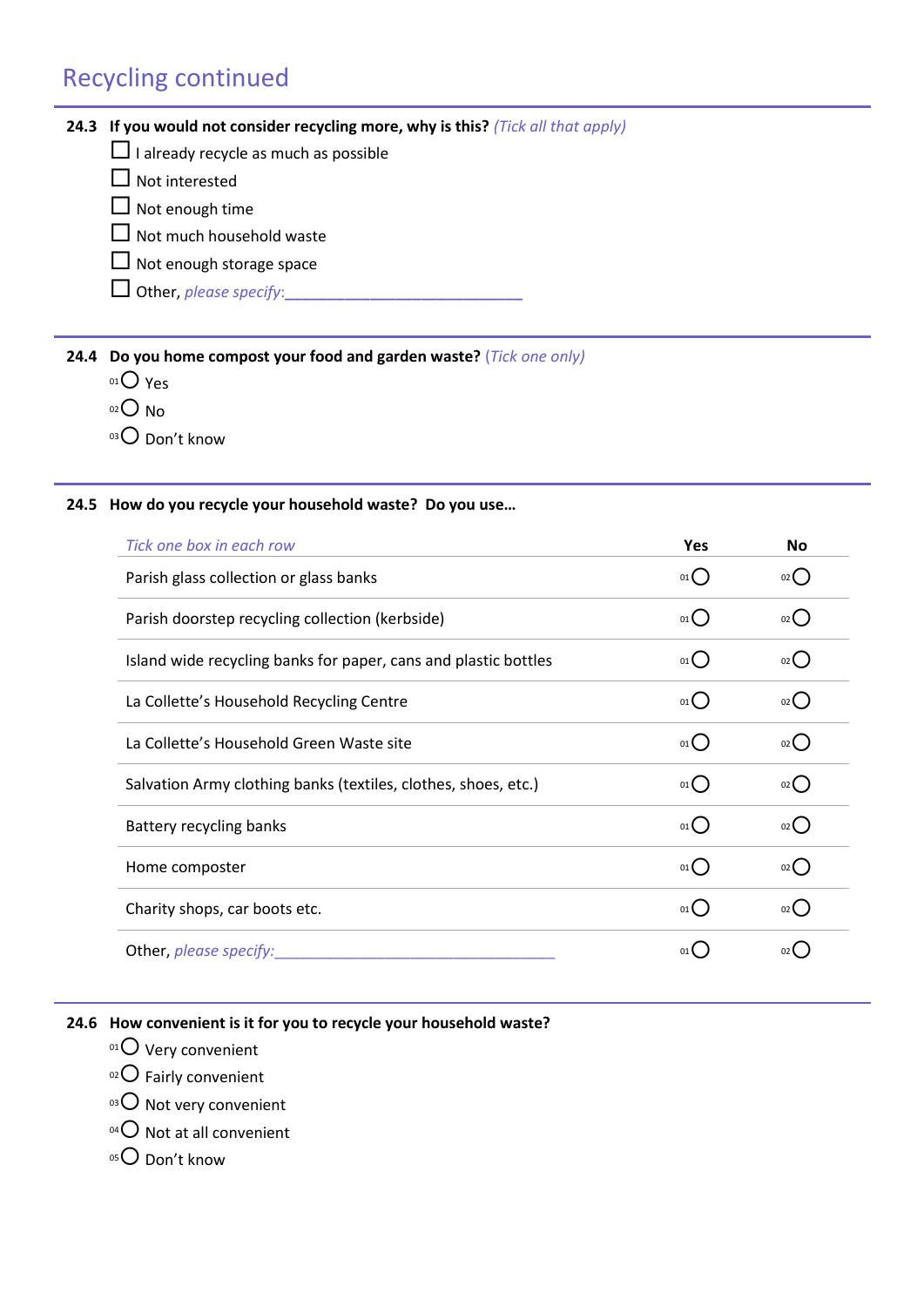## Recycling continued

**24.3 If you would not consider recycling more, why is this?** *(Tick all that apply)*

- ☐ I already recycle as much as possible
- ☐ Not interested
- ☐ Not enough time
- ☐ Not much household waste
- ☐ Not enough storage space
- ☐ Other, *please specify:*\_\_\_\_\_\_\_\_\_\_\_\_\_\_\_\_\_\_\_\_\_\_\_\_\_\_\_\_

**24.4 Do you home compost your food and garden waste?** *(Tick one only)*

- 01 ○ Yes
- 02 ○ No
- 03 ○ Don't know

**24.5 How do you recycle your household waste? Do you use…**

| *Tick one box in each row* | Yes | No |
|---|---|---|
| Parish glass collection or glass banks | 01 ○ | 02 ○ |
| Parish doorstep recycling collection (kerbside) | 01 ○ | 02 ○ |
| Island wide recycling banks for paper, cans and plastic bottles | 01 ○ | 02 ○ |
| La Collette's Household Recycling Centre | 01 ○ | 02 ○ |
| La Collette's Household Green Waste site | 01 ○ | 02 ○ |
| Salvation Army clothing banks (textiles, clothes, shoes, etc.) | 01 ○ | 02 ○ |
| Battery recycling banks | 01 ○ | 02 ○ |
| Home composter | 01 ○ | 02 ○ |
| Charity shops, car boots etc. | 01 ○ | 02 ○ |
| Other, *please specify:*\_\_\_\_\_\_\_\_\_\_\_\_\_\_\_\_\_\_\_\_\_\_\_\_\_\_\_\_\_\_\_\_\_\_ | 01 ○ | 02 ○ |

**24.6 How convenient is it for you to recycle your household waste?**

- 01 ○ Very convenient
- 02 ○ Fairly convenient
- 03 ○ Not very convenient
- 04 ○ Not at all convenient
- 05 ○ Don't know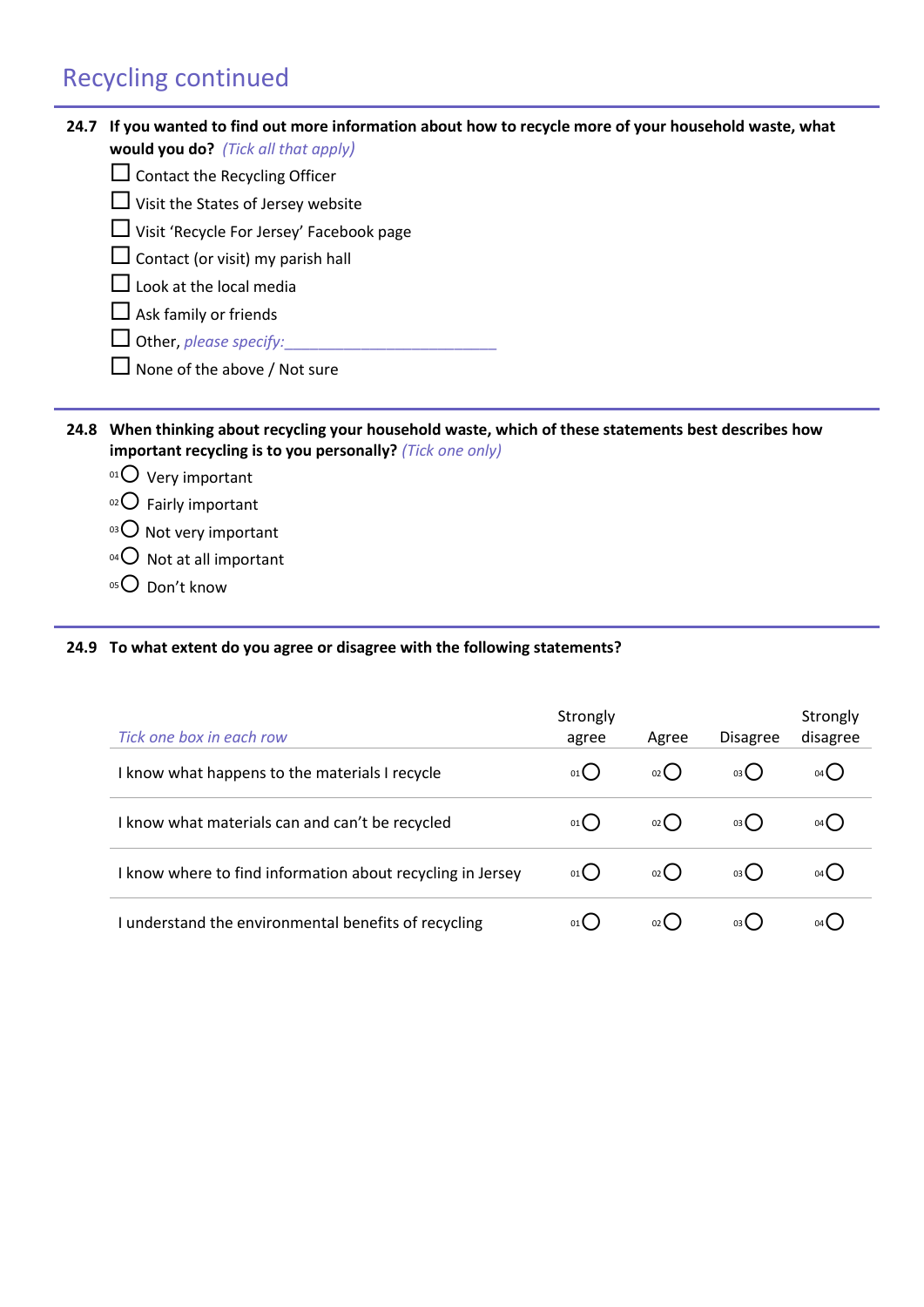## Recycling continued

**24.7 If you wanted to find out more information about how to recycle more of your household waste, what would you do?** *(Tick all that apply)*

- ☐ Contact the Recycling Officer
- ☐ Visit the States of Jersey website
- ☐ Visit 'Recycle For Jersey' Facebook page
- ☐ Contact (or visit) my parish hall
- ☐ Look at the local media
- ☐ Ask family or friends
- ☐ Other, *please specify:*_______________________
- ☐ None of the above / Not sure

**24.8 When thinking about recycling your household waste, which of these statements best describes how important recycling is to you personally?** *(Tick one only)*

- 01 ◯ Very important
- 02 ◯ Fairly important
- 03 ◯ Not very important
- 04 ◯ Not at all important
- 05 ◯ Don't know

**24.9 To what extent do you agree or disagree with the following statements?**

| *Tick one box in each row* | Strongly agree | Agree | Disagree | Strongly disagree |
|---|---|---|---|---|
| I know what happens to the materials I recycle | 01 ◯ | 02 ◯ | 03 ◯ | 04 ◯ |
| I know what materials can and can't be recycled | 01 ◯ | 02 ◯ | 03 ◯ | 04 ◯ |
| I know where to find information about recycling in Jersey | 01 ◯ | 02 ◯ | 03 ◯ | 04 ◯ |
| I understand the environmental benefits of recycling | 01 ◯ | 02 ◯ | 03 ◯ | 04 ◯ |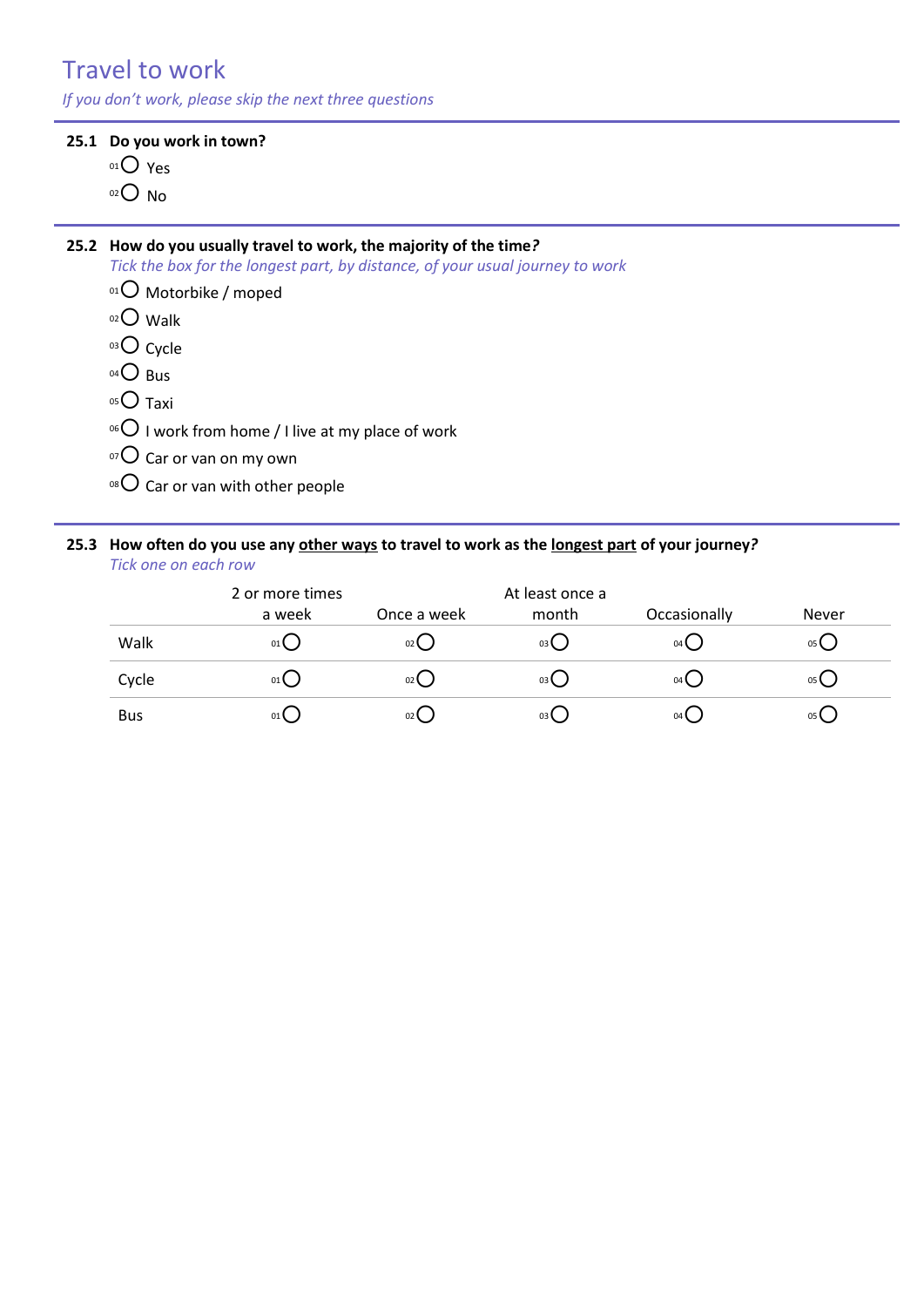# Travel to work

*If you don't work, please skip the next three questions*

**25.1 Do you work in town?**

- 01 ◯ Yes
- 02 ◯ No

**25.2 How do you usually travel to work, the majority of the time?**

*Tick the box for the longest part, by distance, of your usual journey to work*

- 01 ◯ Motorbike / moped
- 02 ◯ Walk
- 03 ◯ Cycle
- 04 ◯ Bus
- 05 ◯ Taxi
- 06 ◯ I work from home / I live at my place of work
- 07 ◯ Car or van on my own
- 08 ◯ Car or van with other people

**25.3 How often do you use any <u>other ways</u> to travel to work as the <u>longest part</u> of your journey?**

*Tick one on each row*

| | 2 or more times a week | Once a week | At least once a month | Occasionally | Never |
|---|---|---|---|---|---|
| Walk | 01 ◯ | 02 ◯ | 03 ◯ | 04 ◯ | 05 ◯ |
| Cycle | 01 ◯ | 02 ◯ | 03 ◯ | 04 ◯ | 05 ◯ |
| Bus | 01 ◯ | 02 ◯ | 03 ◯ | 04 ◯ | 05 ◯ |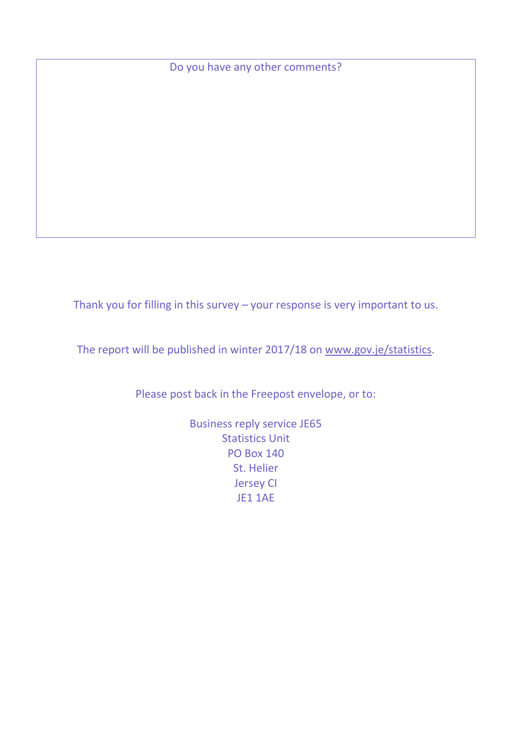Do you have any other comments?

Thank you for filling in this survey – your response is very important to us.

The report will be published in winter 2017/18 on [www.gov.je/statistics](www.gov.je/statistics).

Please post back in the Freepost envelope, or to:

Business reply service JE65
Statistics Unit
PO Box 140
St. Helier
Jersey CI
JE1 1AE